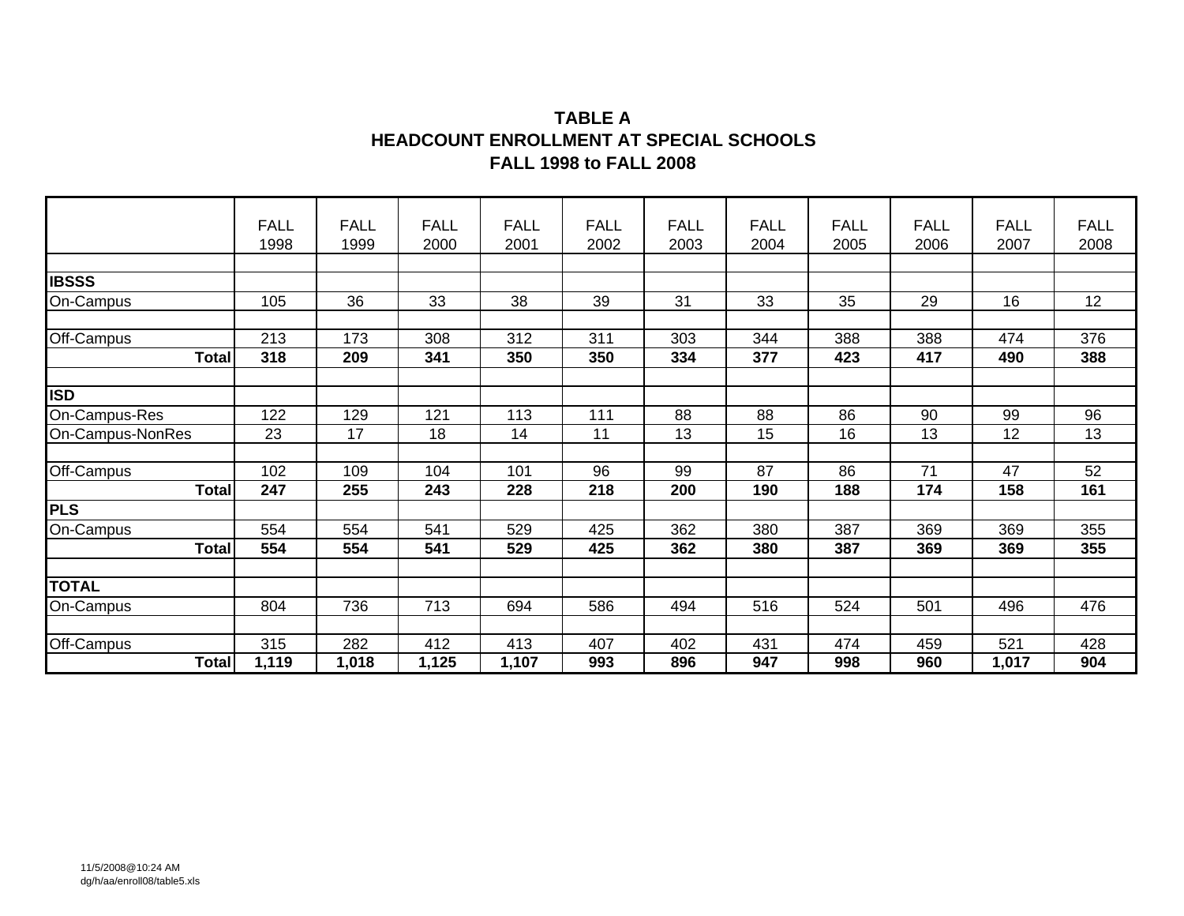**TABLE A**
**HEADCOUNT ENROLLMENT AT SPECIAL SCHOOLS**
**FALL 1998 to FALL 2008**

| | FALL 1998 | FALL 1999 | FALL 2000 | FALL 2001 | FALL 2002 | FALL 2003 | FALL 2004 | FALL 2005 | FALL 2006 | FALL 2007 | FALL 2008 |
|---|---|---|---|---|---|---|---|---|---|---|---|
| | | | | | | | | | | | |
| **IBSSS** | | | | | | | | | | | |
| On-Campus | 105 | 36 | 33 | 38 | 39 | 31 | 33 | 35 | 29 | 16 | 12 |
| | | | | | | | | | | | |
| Off-Campus | 213 | 173 | 308 | 312 | 311 | 303 | 344 | 388 | 388 | 474 | 376 |
| **Total** | **318** | **209** | **341** | **350** | **350** | **334** | **377** | **423** | **417** | **490** | **388** |
| | | | | | | | | | | | |
| **ISD** | | | | | | | | | | | |
| On-Campus-Res | 122 | 129 | 121 | 113 | 111 | 88 | 88 | 86 | 90 | 99 | 96 |
| On-Campus-NonRes | 23 | 17 | 18 | 14 | 11 | 13 | 15 | 16 | 13 | 12 | 13 |
| | | | | | | | | | | | |
| Off-Campus | 102 | 109 | 104 | 101 | 96 | 99 | 87 | 86 | 71 | 47 | 52 |
| **Total** | **247** | **255** | **243** | **228** | **218** | **200** | **190** | **188** | **174** | **158** | **161** |
| **PLS** | | | | | | | | | | | |
| On-Campus | 554 | 554 | 541 | 529 | 425 | 362 | 380 | 387 | 369 | 369 | 355 |
| **Total** | **554** | **554** | **541** | **529** | **425** | **362** | **380** | **387** | **369** | **369** | **355** |
| | | | | | | | | | | | |
| **TOTAL** | | | | | | | | | | | |
| On-Campus | 804 | 736 | 713 | 694 | 586 | 494 | 516 | 524 | 501 | 496 | 476 |
| | | | | | | | | | | | |
| Off-Campus | 315 | 282 | 412 | 413 | 407 | 402 | 431 | 474 | 459 | 521 | 428 |
| **Total** | **1,119** | **1,018** | **1,125** | **1,107** | **993** | **896** | **947** | **998** | **960** | **1,017** | **904** |

11/5/2008@10:24 AM
dg/h/aa/enroll08/table5.xls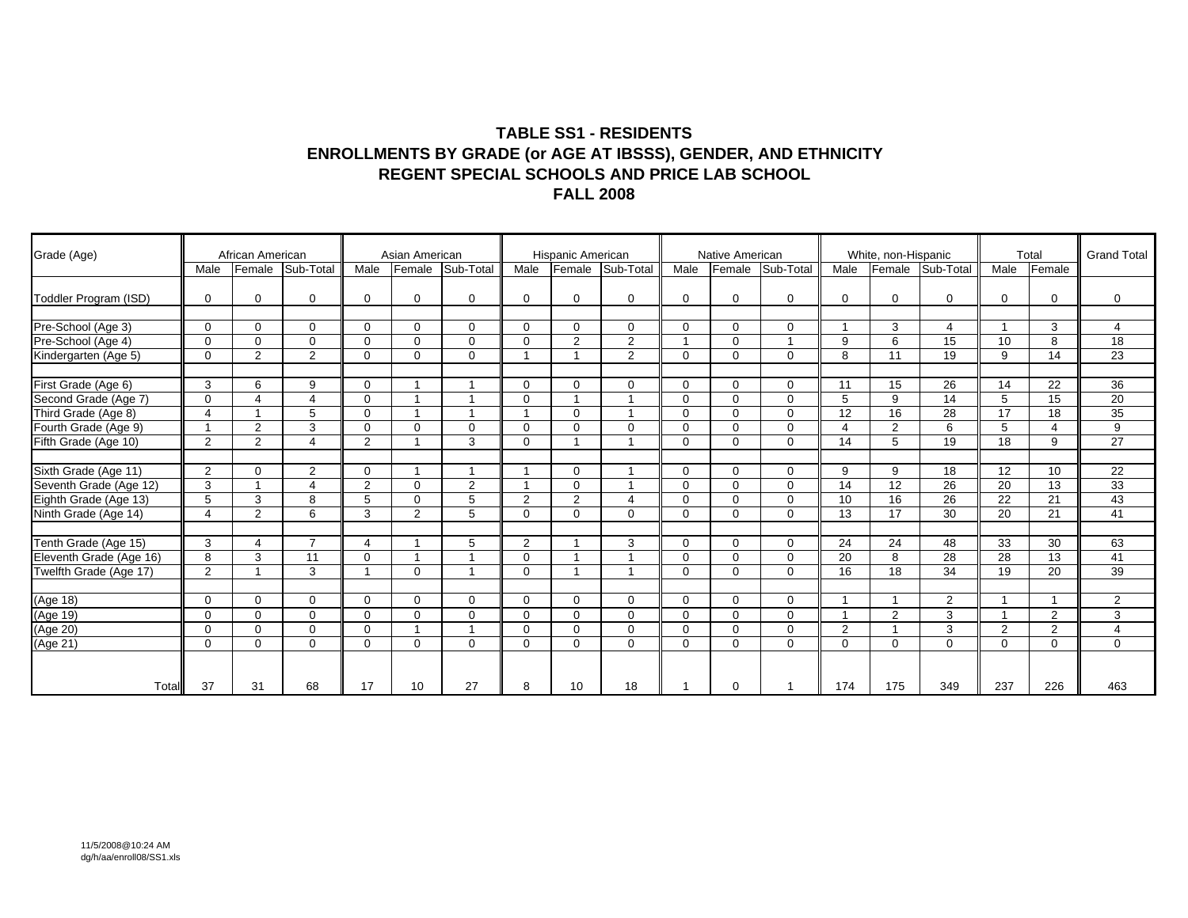**TABLE SS1 - RESIDENTS**
**ENROLLMENTS BY GRADE (or AGE AT IBSSS), GENDER, AND ETHNICITY**
**REGENT SPECIAL SCHOOLS AND PRICE LAB SCHOOL**
**FALL 2008**

| Grade (Age) | African American | | | Asian American | | | Hispanic American | | | Native American | | | White, non-Hispanic | | | Total | | Grand Total |
|---|---|---|---|---|---|---|---|---|---|---|---|---|---|---|---|---|---|---|
| | Male | Female | Sub-Total | Male | Female | Sub-Total | Male | Female | Sub-Total | Male | Female | Sub-Total | Male | Female | Sub-Total | Male | Female | |
| Toddler Program (ISD) | 0 | 0 | 0 | 0 | 0 | 0 | 0 | 0 | 0 | 0 | 0 | 0 | 0 | 0 | 0 | 0 | 0 | 0 |
| Pre-School (Age 3) | 0 | 0 | 0 | 0 | 0 | 0 | 0 | 0 | 0 | 0 | 0 | 0 | 1 | 3 | 4 | 1 | 3 | 4 |
| Pre-School (Age 4) | 0 | 0 | 0 | 0 | 0 | 0 | 0 | 2 | 2 | 1 | 0 | 1 | 9 | 6 | 15 | 10 | 8 | 18 |
| Kindergarten (Age 5) | 0 | 2 | 2 | 0 | 0 | 0 | 1 | 1 | 2 | 0 | 0 | 0 | 8 | 11 | 19 | 9 | 14 | 23 |
| First Grade (Age 6) | 3 | 6 | 9 | 0 | 1 | 1 | 0 | 0 | 0 | 0 | 0 | 0 | 11 | 15 | 26 | 14 | 22 | 36 |
| Second Grade (Age 7) | 0 | 4 | 4 | 0 | 1 | 1 | 0 | 1 | 1 | 0 | 0 | 0 | 5 | 9 | 14 | 5 | 15 | 20 |
| Third Grade (Age 8) | 4 | 1 | 5 | 0 | 1 | 1 | 1 | 0 | 1 | 0 | 0 | 0 | 12 | 16 | 28 | 17 | 18 | 35 |
| Fourth Grade (Age 9) | 1 | 2 | 3 | 0 | 0 | 0 | 0 | 0 | 0 | 0 | 0 | 0 | 4 | 2 | 6 | 5 | 4 | 9 |
| Fifth Grade (Age 10) | 2 | 2 | 4 | 2 | 1 | 3 | 0 | 1 | 1 | 0 | 0 | 0 | 14 | 5 | 19 | 18 | 9 | 27 |
| Sixth Grade (Age 11) | 2 | 0 | 2 | 0 | 1 | 1 | 1 | 0 | 1 | 0 | 0 | 0 | 9 | 9 | 18 | 12 | 10 | 22 |
| Seventh Grade (Age 12) | 3 | 1 | 4 | 2 | 0 | 2 | 1 | 0 | 1 | 0 | 0 | 0 | 14 | 12 | 26 | 20 | 13 | 33 |
| Eighth Grade (Age 13) | 5 | 3 | 8 | 5 | 0 | 5 | 2 | 2 | 4 | 0 | 0 | 0 | 10 | 16 | 26 | 22 | 21 | 43 |
| Ninth Grade (Age 14) | 4 | 2 | 6 | 3 | 2 | 5 | 0 | 0 | 0 | 0 | 0 | 0 | 13 | 17 | 30 | 20 | 21 | 41 |
| Tenth Grade (Age 15) | 3 | 4 | 7 | 4 | 1 | 5 | 2 | 1 | 3 | 0 | 0 | 0 | 24 | 24 | 48 | 33 | 30 | 63 |
| Eleventh Grade (Age 16) | 8 | 3 | 11 | 0 | 1 | 1 | 0 | 1 | 1 | 0 | 0 | 0 | 20 | 8 | 28 | 28 | 13 | 41 |
| Twelfth Grade (Age 17) | 2 | 1 | 3 | 1 | 0 | 1 | 0 | 1 | 1 | 0 | 0 | 0 | 16 | 18 | 34 | 19 | 20 | 39 |
| (Age 18) | 0 | 0 | 0 | 0 | 0 | 0 | 0 | 0 | 0 | 0 | 0 | 0 | 1 | 1 | 2 | 1 | 1 | 2 |
| (Age 19) | 0 | 0 | 0 | 0 | 0 | 0 | 0 | 0 | 0 | 0 | 0 | 0 | 1 | 2 | 3 | 1 | 2 | 3 |
| (Age 20) | 0 | 0 | 0 | 0 | 1 | 1 | 0 | 0 | 0 | 0 | 0 | 0 | 2 | 1 | 3 | 2 | 2 | 4 |
| (Age 21) | 0 | 0 | 0 | 0 | 0 | 0 | 0 | 0 | 0 | 0 | 0 | 0 | 0 | 0 | 0 | 0 | 0 | 0 |
| Total | 37 | 31 | 68 | 17 | 10 | 27 | 8 | 10 | 18 | 1 | 0 | 1 | 174 | 175 | 349 | 237 | 226 | 463 |

11/5/2008@10:24 AM
dg/h/aa/enroll08/SS1.xls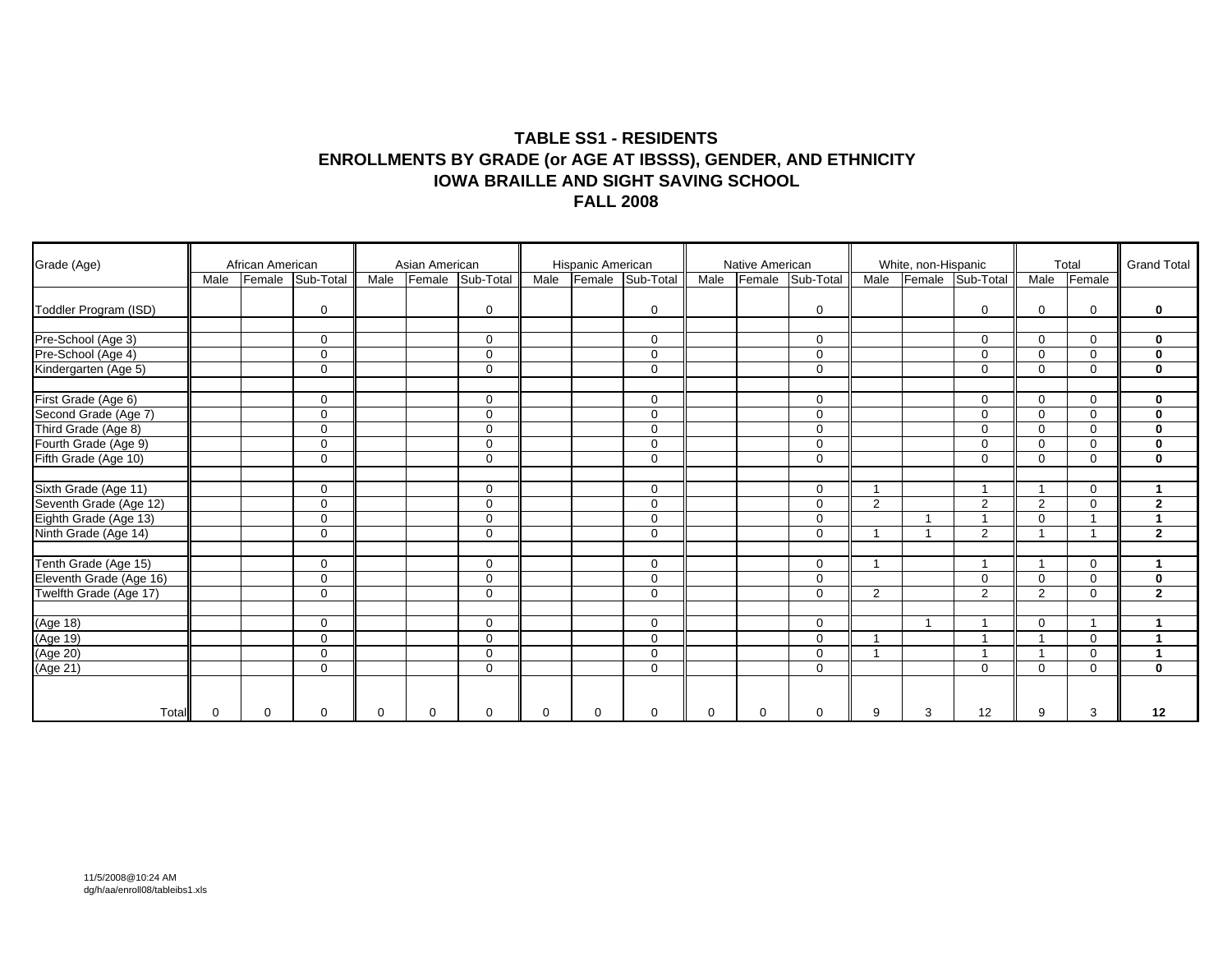# TABLE SS1 - RESIDENTS
# ENROLLMENTS BY GRADE (or AGE AT IBSSS), GENDER, AND ETHNICITY
# IOWA BRAILLE AND SIGHT SAVING SCHOOL
# FALL 2008

| Grade (Age) | African American | | | Asian American | | | Hispanic American | | | Native American | | | White, non-Hispanic | | | Total | | Grand Total |
|---|---|---|---|---|---|---|---|---|---|---|---|---|---|---|---|---|---|---|
| | Male | Female | Sub-Total | Male | Female | Sub-Total | Male | Female | Sub-Total | Male | Female | Sub-Total | Male | Female | Sub-Total | Male | Female | |
| Toddler Program (ISD) | | | 0 | | | 0 | | | 0 | | | 0 | | | 0 | 0 | 0 | **0** |
| Pre-School (Age 3) | | | 0 | | | 0 | | | 0 | | | 0 | | | 0 | 0 | 0 | **0** |
| Pre-School (Age 4) | | | 0 | | | 0 | | | 0 | | | 0 | | | 0 | 0 | 0 | **0** |
| Kindergarten (Age 5) | | | 0 | | | 0 | | | 0 | | | 0 | | | 0 | 0 | 0 | **0** |
| First Grade (Age 6) | | | 0 | | | 0 | | | 0 | | | 0 | | | 0 | 0 | 0 | **0** |
| Second Grade (Age 7) | | | 0 | | | 0 | | | 0 | | | 0 | | | 0 | 0 | 0 | **0** |
| Third Grade (Age 8) | | | 0 | | | 0 | | | 0 | | | 0 | | | 0 | 0 | 0 | **0** |
| Fourth Grade (Age 9) | | | 0 | | | 0 | | | 0 | | | 0 | | | 0 | 0 | 0 | **0** |
| Fifth Grade (Age 10) | | | 0 | | | 0 | | | 0 | | | 0 | | | 0 | 0 | 0 | **0** |
| Sixth Grade (Age 11) | | | 0 | | | 0 | | | 0 | | | 0 | 1 | | 1 | 1 | 0 | **1** |
| Seventh Grade (Age 12) | | | 0 | | | 0 | | | 0 | | | 0 | 2 | | 2 | 2 | 0 | **2** |
| Eighth Grade (Age 13) | | | 0 | | | 0 | | | 0 | | | 0 | | 1 | 1 | 0 | 1 | **1** |
| Ninth Grade (Age 14) | | | 0 | | | 0 | | | 0 | | | 0 | 1 | 1 | 2 | 1 | 1 | **2** |
| Tenth Grade (Age 15) | | | 0 | | | 0 | | | 0 | | | 0 | 1 | | 1 | 1 | 0 | **1** |
| Eleventh Grade (Age 16) | | | 0 | | | 0 | | | 0 | | | 0 | | | 0 | 0 | 0 | **0** |
| Twelfth Grade (Age 17) | | | 0 | | | 0 | | | 0 | | | 0 | 2 | | 2 | 2 | 0 | **2** |
| (Age 18) | | | 0 | | | 0 | | | 0 | | | 0 | | 1 | 1 | 0 | 1 | **1** |
| (Age 19) | | | 0 | | | 0 | | | 0 | | | 0 | 1 | | 1 | 1 | 0 | **1** |
| (Age 20) | | | 0 | | | 0 | | | 0 | | | 0 | 1 | | 1 | 1 | 0 | **1** |
| (Age 21) | | | 0 | | | 0 | | | 0 | | | 0 | | | 0 | 0 | 0 | **0** |
| Total | 0 | 0 | 0 | 0 | 0 | 0 | 0 | 0 | 0 | 0 | 0 | 0 | 9 | 3 | 12 | 9 | 3 | **12** |

11/5/2008@10:24 AM
dg/h/aa/enroll08/tableibs1.xls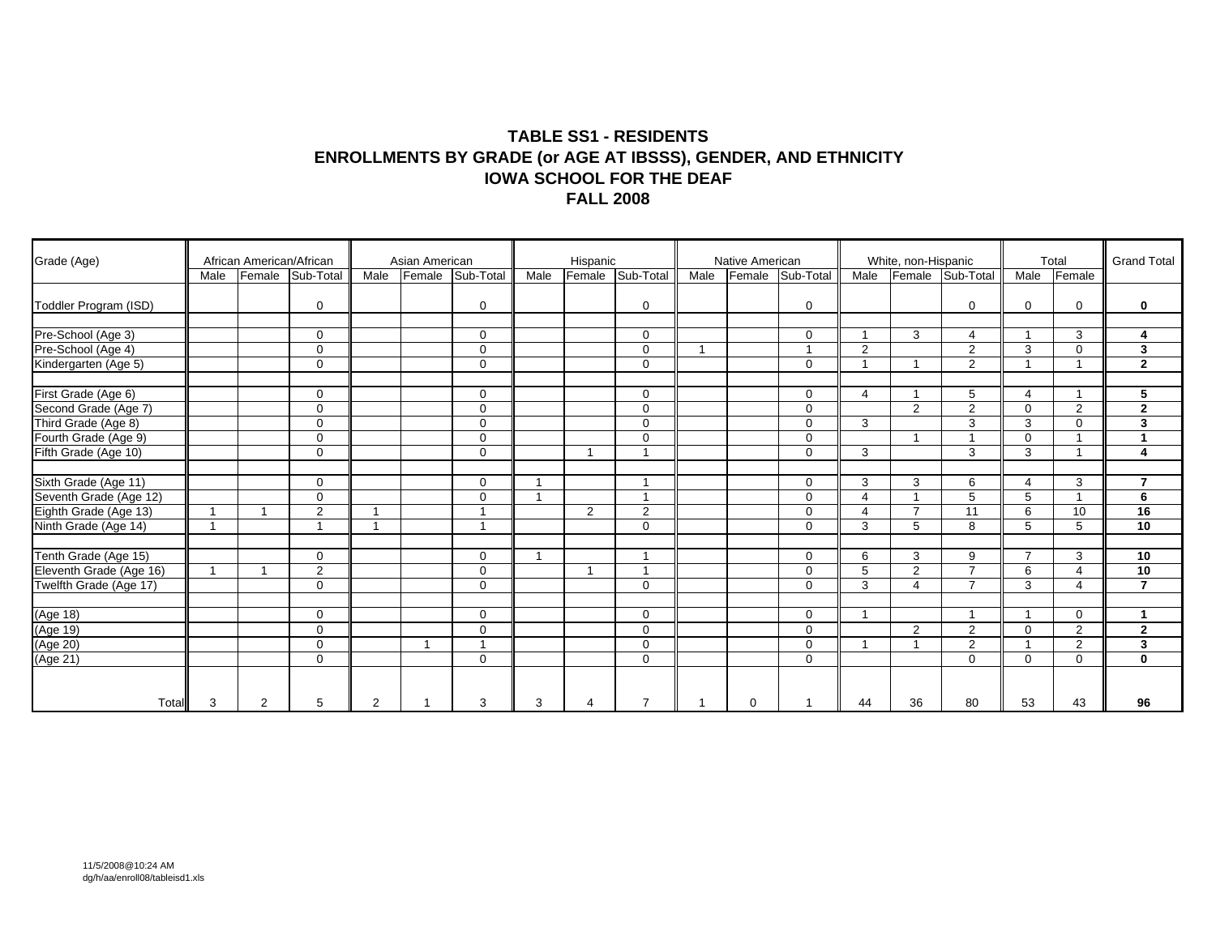# TABLE SS1 - RESIDENTS
## ENROLLMENTS BY GRADE (or AGE AT IBSSS), GENDER, AND ETHNICITY
## IOWA SCHOOL FOR THE DEAF
## FALL 2008

| Grade (Age) | African American/African | | | Asian American | | | Hispanic | | | Native American | | | White, non-Hispanic | | | Total | | Grand Total |
|---|---|---|---|---|---|---|---|---|---|---|---|---|---|---|---|---|---|---|
| | Male | Female | Sub-Total | Male | Female | Sub-Total | Male | Female | Sub-Total | Male | Female | Sub-Total | Male | Female | Sub-Total | Male | Female | |
| Toddler Program (ISD) | | | 0 | | | 0 | | | 0 | | | 0 | | | 0 | 0 | 0 | **0** |
| Pre-School (Age 3) | | | 0 | | | 0 | | | 0 | | | 0 | 1 | 3 | 4 | 1 | 3 | **4** |
| Pre-School (Age 4) | | | 0 | | | 0 | | | 0 | 1 | | 1 | 2 | | 2 | 3 | 0 | **3** |
| Kindergarten (Age 5) | | | 0 | | | 0 | | | 0 | | | 0 | 1 | 1 | 2 | 1 | 1 | **2** |
| First Grade (Age 6) | | | 0 | | | 0 | | | 0 | | | 0 | 4 | 1 | 5 | 4 | 1 | **5** |
| Second Grade (Age 7) | | | 0 | | | 0 | | | 0 | | | 0 | | 2 | 2 | 0 | 2 | **2** |
| Third Grade (Age 8) | | | 0 | | | 0 | | | 0 | | | 0 | 3 | | 3 | 3 | 0 | **3** |
| Fourth Grade (Age 9) | | | 0 | | | 0 | | | 0 | | | 0 | | 1 | 1 | 0 | 1 | **1** |
| Fifth Grade (Age 10) | | | 0 | | | 0 | | 1 | 1 | | | 0 | 3 | | 3 | 3 | 1 | **4** |
| Sixth Grade (Age 11) | | | 0 | | | 0 | 1 | | 1 | | | 0 | 3 | 3 | 6 | 4 | 3 | **7** |
| Seventh Grade (Age 12) | | | 0 | | | 0 | 1 | | 1 | | | 0 | 4 | 1 | 5 | 5 | 1 | **6** |
| Eighth Grade (Age 13) | 1 | 1 | 2 | 1 | | 1 | | 2 | 2 | | | 0 | 4 | 7 | 11 | 6 | 10 | **16** |
| Ninth Grade (Age 14) | 1 | | 1 | 1 | | 1 | | | 0 | | | 0 | 3 | 5 | 8 | 5 | 5 | **10** |
| Tenth Grade (Age 15) | | | 0 | | | 0 | 1 | | 1 | | | 0 | 6 | 3 | 9 | 7 | 3 | **10** |
| Eleventh Grade (Age 16) | 1 | 1 | 2 | | | 0 | | 1 | 1 | | | 0 | 5 | 2 | 7 | 6 | 4 | **10** |
| Twelfth Grade (Age 17) | | | 0 | | | 0 | | | 0 | | | 0 | 3 | 4 | 7 | 3 | 4 | **7** |
| (Age 18) | | | 0 | | | 0 | | | 0 | | | 0 | 1 | | 1 | 1 | 0 | **1** |
| (Age 19) | | | 0 | | | 0 | | | 0 | | | 0 | | 2 | 2 | 0 | 2 | **2** |
| (Age 20) | | | 0 | | 1 | 1 | | | 0 | | | 0 | 1 | 1 | 2 | 1 | 2 | **3** |
| (Age 21) | | | 0 | | | 0 | | | 0 | | | 0 | | | 0 | 0 | 0 | **0** |
| Total | 3 | 2 | 5 | 2 | 1 | 3 | 3 | 4 | 7 | 1 | 0 | 1 | 44 | 36 | 80 | 53 | 43 | **96** |

11/5/2008@10:24 AM
dg/h/aa/enroll08/tableisd1.xls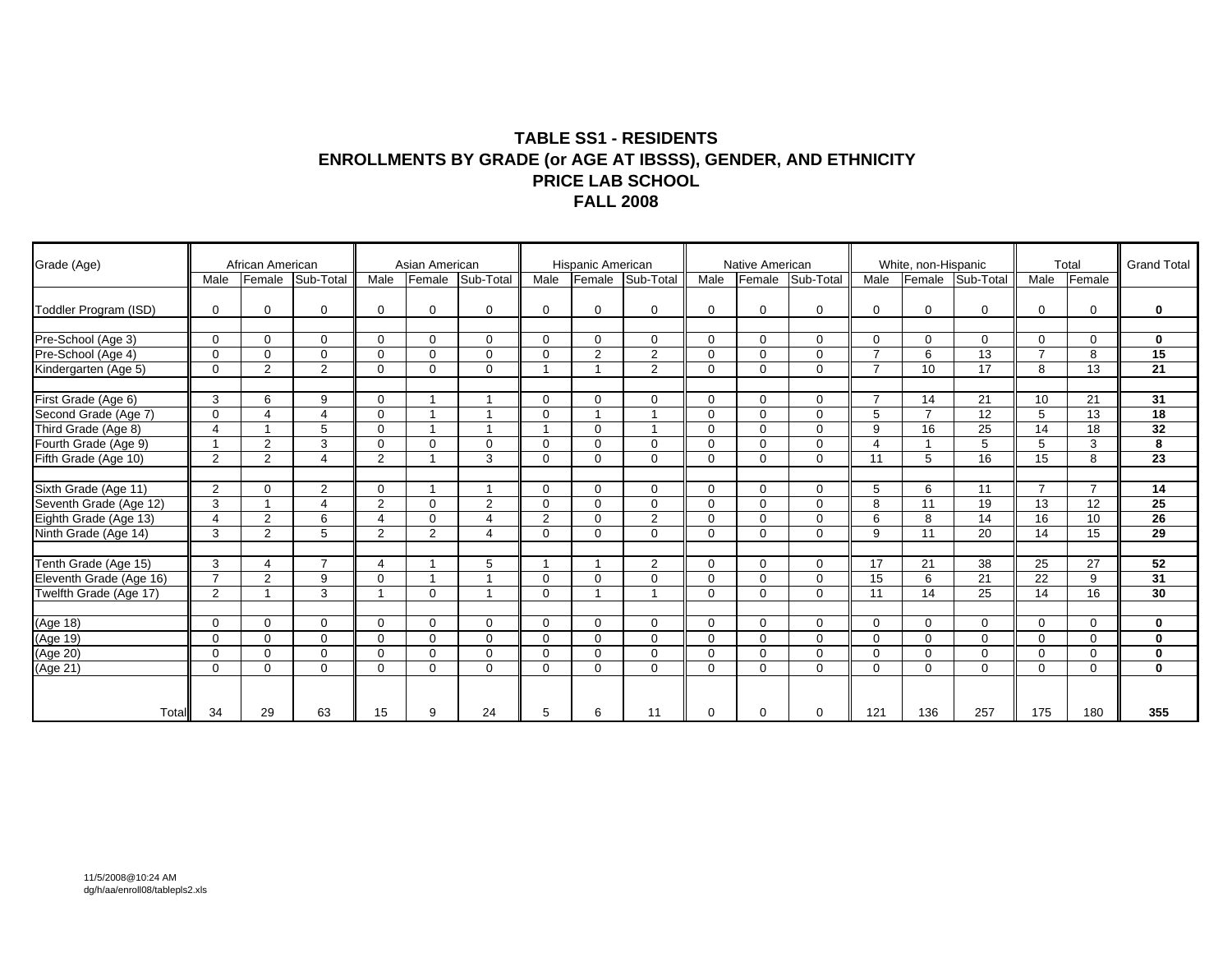# TABLE SS1 - RESIDENTS
# ENROLLMENTS BY GRADE (or AGE AT IBSSS), GENDER, AND ETHNICITY
# PRICE LAB SCHOOL
# FALL 2008

| Grade (Age) | African American | | | Asian American | | | Hispanic American | | | Native American | | | White, non-Hispanic | | | Total | | Grand Total |
|---|---|---|---|---|---|---|---|---|---|---|---|---|---|---|---|---|---|---|
| | Male | Female | Sub-Total | Male | Female | Sub-Total | Male | Female | Sub-Total | Male | Female | Sub-Total | Male | Female | Sub-Total | Male | Female | |
| Toddler Program (ISD) | 0 | 0 | 0 | 0 | 0 | 0 | 0 | 0 | 0 | 0 | 0 | 0 | 0 | 0 | 0 | 0 | 0 | **0** |
| Pre-School (Age 3) | 0 | 0 | 0 | 0 | 0 | 0 | 0 | 0 | 0 | 0 | 0 | 0 | 0 | 0 | 0 | 0 | 0 | **0** |
| Pre-School (Age 4) | 0 | 0 | 0 | 0 | 0 | 0 | 0 | 2 | 2 | 0 | 0 | 0 | 7 | 6 | 13 | 7 | 8 | **15** |
| Kindergarten (Age 5) | 0 | 2 | 2 | 0 | 0 | 0 | 1 | 1 | 2 | 0 | 0 | 0 | 7 | 10 | 17 | 8 | 13 | **21** |
| First Grade (Age 6) | 3 | 6 | 9 | 0 | 1 | 1 | 0 | 0 | 0 | 0 | 0 | 0 | 7 | 14 | 21 | 10 | 21 | **31** |
| Second Grade (Age 7) | 0 | 4 | 4 | 0 | 1 | 1 | 0 | 1 | 1 | 0 | 0 | 0 | 5 | 7 | 12 | 5 | 13 | **18** |
| Third Grade (Age 8) | 4 | 1 | 5 | 0 | 1 | 1 | 1 | 0 | 1 | 0 | 0 | 0 | 9 | 16 | 25 | 14 | 18 | **32** |
| Fourth Grade (Age 9) | 1 | 2 | 3 | 0 | 0 | 0 | 0 | 0 | 0 | 0 | 0 | 0 | 4 | 1 | 5 | 5 | 3 | **8** |
| Fifth Grade (Age 10) | 2 | 2 | 4 | 2 | 1 | 3 | 0 | 0 | 0 | 0 | 0 | 0 | 11 | 5 | 16 | 15 | 8 | **23** |
| Sixth Grade (Age 11) | 2 | 0 | 2 | 0 | 1 | 1 | 0 | 0 | 0 | 0 | 0 | 0 | 5 | 6 | 11 | 7 | 7 | **14** |
| Seventh Grade (Age 12) | 3 | 1 | 4 | 2 | 0 | 2 | 0 | 0 | 0 | 0 | 0 | 0 | 8 | 11 | 19 | 13 | 12 | **25** |
| Eighth Grade (Age 13) | 4 | 2 | 6 | 4 | 0 | 4 | 2 | 0 | 2 | 0 | 0 | 0 | 6 | 8 | 14 | 16 | 10 | **26** |
| Ninth Grade (Age 14) | 3 | 2 | 5 | 2 | 2 | 4 | 0 | 0 | 0 | 0 | 0 | 0 | 9 | 11 | 20 | 14 | 15 | **29** |
| Tenth Grade (Age 15) | 3 | 4 | 7 | 4 | 1 | 5 | 1 | 1 | 2 | 0 | 0 | 0 | 17 | 21 | 38 | 25 | 27 | **52** |
| Eleventh Grade (Age 16) | 7 | 2 | 9 | 0 | 1 | 1 | 0 | 0 | 0 | 0 | 0 | 0 | 15 | 6 | 21 | 22 | 9 | **31** |
| Twelfth Grade (Age 17) | 2 | 1 | 3 | 1 | 0 | 1 | 0 | 1 | 1 | 0 | 0 | 0 | 11 | 14 | 25 | 14 | 16 | **30** |
| (Age 18) | 0 | 0 | 0 | 0 | 0 | 0 | 0 | 0 | 0 | 0 | 0 | 0 | 0 | 0 | 0 | 0 | 0 | **0** |
| (Age 19) | 0 | 0 | 0 | 0 | 0 | 0 | 0 | 0 | 0 | 0 | 0 | 0 | 0 | 0 | 0 | 0 | 0 | **0** |
| (Age 20) | 0 | 0 | 0 | 0 | 0 | 0 | 0 | 0 | 0 | 0 | 0 | 0 | 0 | 0 | 0 | 0 | 0 | **0** |
| (Age 21) | 0 | 0 | 0 | 0 | 0 | 0 | 0 | 0 | 0 | 0 | 0 | 0 | 0 | 0 | 0 | 0 | 0 | **0** |
| Total | 34 | 29 | 63 | 15 | 9 | 24 | 5 | 6 | 11 | 0 | 0 | 0 | 121 | 136 | 257 | 175 | 180 | **355** |

11/5/2008@10:24 AM
dg/h/aa/enroll08/tablepls2.xls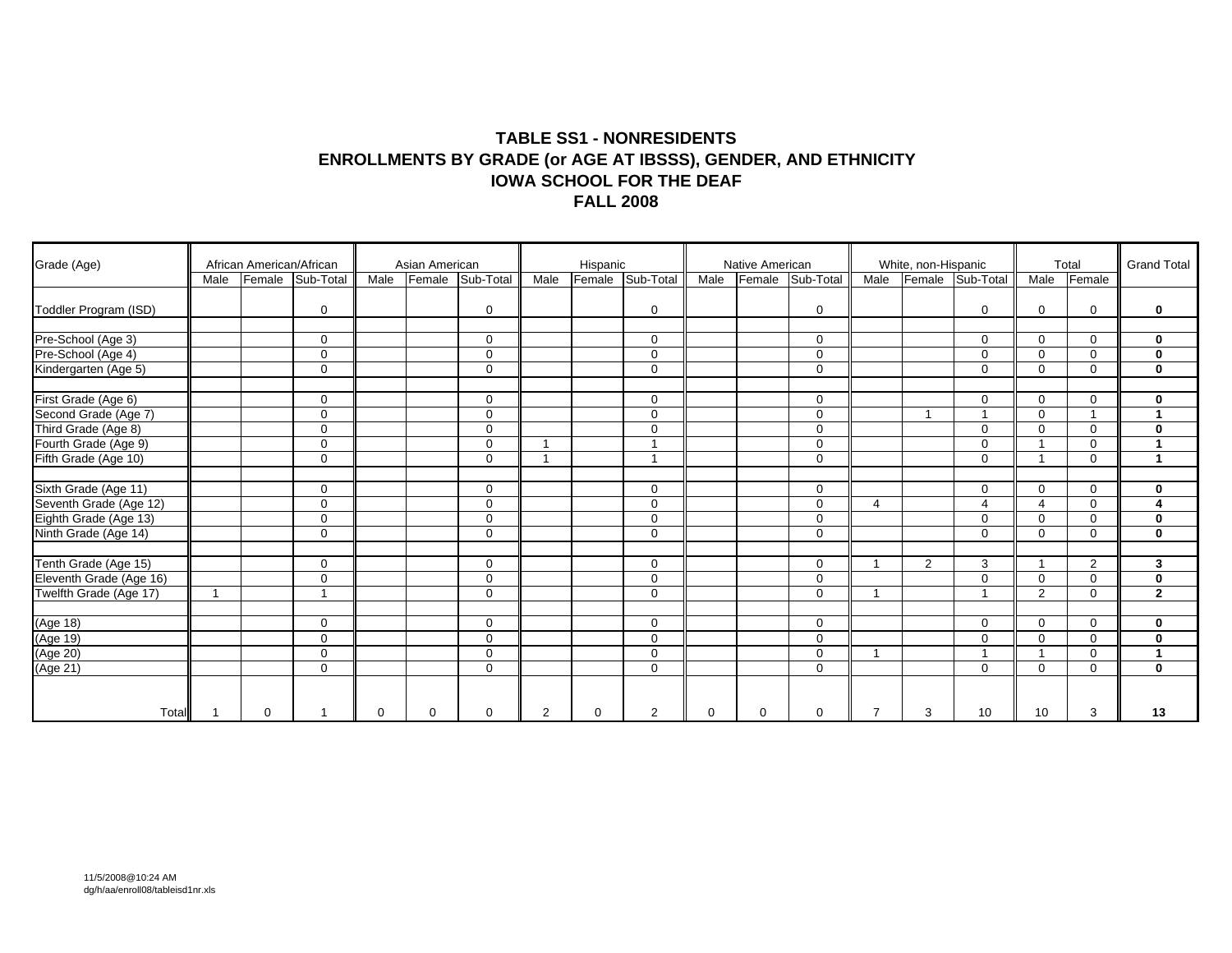# TABLE SS1 - NONRESIDENTS
# ENROLLMENTS BY GRADE (or AGE AT IBSSS), GENDER, AND ETHNICITY
# IOWA SCHOOL FOR THE DEAF
# FALL 2008

| Grade (Age) | African American/African | | | Asian American | | | Hispanic | | | Native American | | | White, non-Hispanic | | | Total | | Grand Total |
|---|---|---|---|---|---|---|---|---|---|---|---|---|---|---|---|---|---|---|
| | Male | Female | Sub-Total | Male | Female | Sub-Total | Male | Female | Sub-Total | Male | Female | Sub-Total | Male | Female | Sub-Total | Male | Female | |
| Toddler Program (ISD) | | | 0 | | | 0 | | | 0 | | | 0 | | | 0 | 0 | 0 | **0** |
| Pre-School (Age 3) | | | 0 | | | 0 | | | 0 | | | 0 | | | 0 | 0 | 0 | **0** |
| Pre-School (Age 4) | | | 0 | | | 0 | | | 0 | | | 0 | | | 0 | 0 | 0 | **0** |
| Kindergarten (Age 5) | | | 0 | | | 0 | | | 0 | | | 0 | | | 0 | 0 | 0 | **0** |
| First Grade (Age 6) | | | 0 | | | 0 | | | 0 | | | 0 | | | 0 | 0 | 0 | **0** |
| Second Grade (Age 7) | | | 0 | | | 0 | | | 0 | | | 0 | | 1 | 1 | 0 | 1 | **1** |
| Third Grade (Age 8) | | | 0 | | | 0 | | | 0 | | | 0 | | | 0 | 0 | 0 | **0** |
| Fourth Grade (Age 9) | | | 0 | | | 0 | 1 | | 1 | | | 0 | | | 0 | 1 | 0 | **1** |
| Fifth Grade (Age 10) | | | 0 | | | 0 | 1 | | 1 | | | 0 | | | 0 | 1 | 0 | **1** |
| Sixth Grade (Age 11) | | | 0 | | | 0 | | | 0 | | | 0 | | | 0 | 0 | 0 | **0** |
| Seventh Grade (Age 12) | | | 0 | | | 0 | | | 0 | | | 0 | 4 | | 4 | 4 | 0 | **4** |
| Eighth Grade (Age 13) | | | 0 | | | 0 | | | 0 | | | 0 | | | 0 | 0 | 0 | **0** |
| Ninth Grade (Age 14) | | | 0 | | | 0 | | | 0 | | | 0 | | | 0 | 0 | 0 | **0** |
| Tenth Grade (Age 15) | | | 0 | | | 0 | | | 0 | | | 0 | 1 | 2 | 3 | 1 | 2 | **3** |
| Eleventh Grade (Age 16) | | | 0 | | | 0 | | | 0 | | | 0 | | | 0 | 0 | 0 | **0** |
| Twelfth Grade (Age 17) | 1 | | 1 | | | 0 | | | 0 | | | 0 | 1 | | 1 | 2 | 0 | **2** |
| (Age 18) | | | 0 | | | 0 | | | 0 | | | 0 | | | 0 | 0 | 0 | **0** |
| (Age 19) | | | 0 | | | 0 | | | 0 | | | 0 | | | 0 | 0 | 0 | **0** |
| (Age 20) | | | 0 | | | 0 | | | 0 | | | 0 | 1 | | 1 | 1 | 0 | **1** |
| (Age 21) | | | 0 | | | 0 | | | 0 | | | 0 | | | 0 | 0 | 0 | **0** |
| Total | 1 | 0 | 1 | 0 | 0 | 0 | 2 | 0 | 2 | 0 | 0 | 0 | 7 | 3 | 10 | 10 | 3 | **13** |

11/5/2008@10:24 AM
dg/h/aa/enroll08/tableisd1nr.xls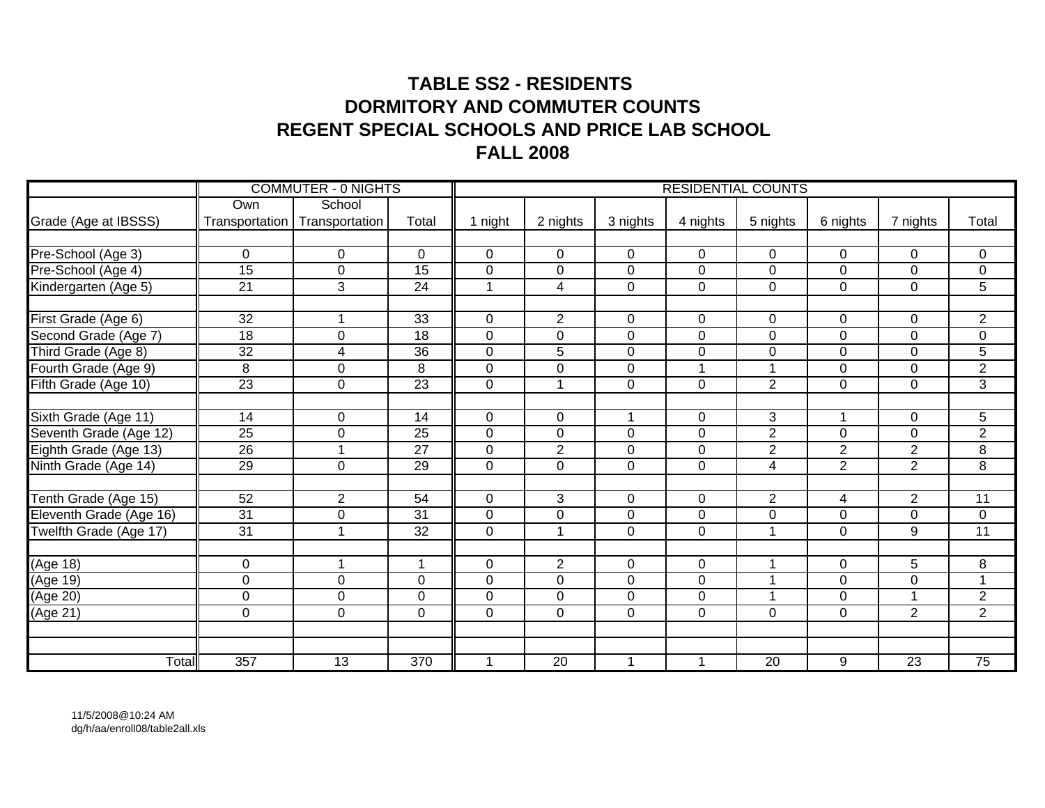# TABLE SS2 - RESIDENTS
# DORMITORY AND COMMUTER COUNTS
# REGENT SPECIAL SCHOOLS AND PRICE LAB SCHOOL
# FALL 2008

| | COMMUTER - 0 NIGHTS | | | RESIDENTIAL COUNTS | | | | | | | |
|---|---|---|---|---|---|---|---|---|---|---|---|
| Grade (Age at IBSSS) | Own Transportation | School Transportation | Total | 1 night | 2 nights | 3 nights | 4 nights | 5 nights | 6 nights | 7 nights | Total |
| | | | | | | | | | | | |
| Pre-School (Age 3) | 0 | 0 | 0 | 0 | 0 | 0 | 0 | 0 | 0 | 0 | 0 |
| Pre-School (Age 4) | 15 | 0 | 15 | 0 | 0 | 0 | 0 | 0 | 0 | 0 | 0 |
| Kindergarten (Age 5) | 21 | 3 | 24 | 1 | 4 | 0 | 0 | 0 | 0 | 0 | 5 |
| | | | | | | | | | | | |
| First Grade (Age 6) | 32 | 1 | 33 | 0 | 2 | 0 | 0 | 0 | 0 | 0 | 2 |
| Second Grade (Age 7) | 18 | 0 | 18 | 0 | 0 | 0 | 0 | 0 | 0 | 0 | 0 |
| Third Grade (Age 8) | 32 | 4 | 36 | 0 | 5 | 0 | 0 | 0 | 0 | 0 | 5 |
| Fourth Grade (Age 9) | 8 | 0 | 8 | 0 | 0 | 0 | 1 | 1 | 0 | 0 | 2 |
| Fifth Grade (Age 10) | 23 | 0 | 23 | 0 | 1 | 0 | 0 | 2 | 0 | 0 | 3 |
| | | | | | | | | | | | |
| Sixth Grade (Age 11) | 14 | 0 | 14 | 0 | 0 | 1 | 0 | 3 | 1 | 0 | 5 |
| Seventh Grade (Age 12) | 25 | 0 | 25 | 0 | 0 | 0 | 0 | 2 | 0 | 0 | 2 |
| Eighth Grade (Age 13) | 26 | 1 | 27 | 0 | 2 | 0 | 0 | 2 | 2 | 2 | 8 |
| Ninth Grade (Age 14) | 29 | 0 | 29 | 0 | 0 | 0 | 0 | 4 | 2 | 2 | 8 |
| | | | | | | | | | | | |
| Tenth Grade (Age 15) | 52 | 2 | 54 | 0 | 3 | 0 | 0 | 2 | 4 | 2 | 11 |
| Eleventh Grade (Age 16) | 31 | 0 | 31 | 0 | 0 | 0 | 0 | 0 | 0 | 0 | 0 |
| Twelfth Grade (Age 17) | 31 | 1 | 32 | 0 | 1 | 0 | 0 | 1 | 0 | 9 | 11 |
| | | | | | | | | | | | |
| (Age 18) | 0 | 1 | 1 | 0 | 2 | 0 | 0 | 1 | 0 | 5 | 8 |
| (Age 19) | 0 | 0 | 0 | 0 | 0 | 0 | 0 | 1 | 0 | 0 | 1 |
| (Age 20) | 0 | 0 | 0 | 0 | 0 | 0 | 0 | 1 | 0 | 1 | 2 |
| (Age 21) | 0 | 0 | 0 | 0 | 0 | 0 | 0 | 0 | 0 | 2 | 2 |
| | | | | | | | | | | | |
| | | | | | | | | | | | |
| Total | 357 | 13 | 370 | 1 | 20 | 1 | 1 | 20 | 9 | 23 | 75 |

11/5/2008@10:24 AM
dg/h/aa/enroll08/table2all.xls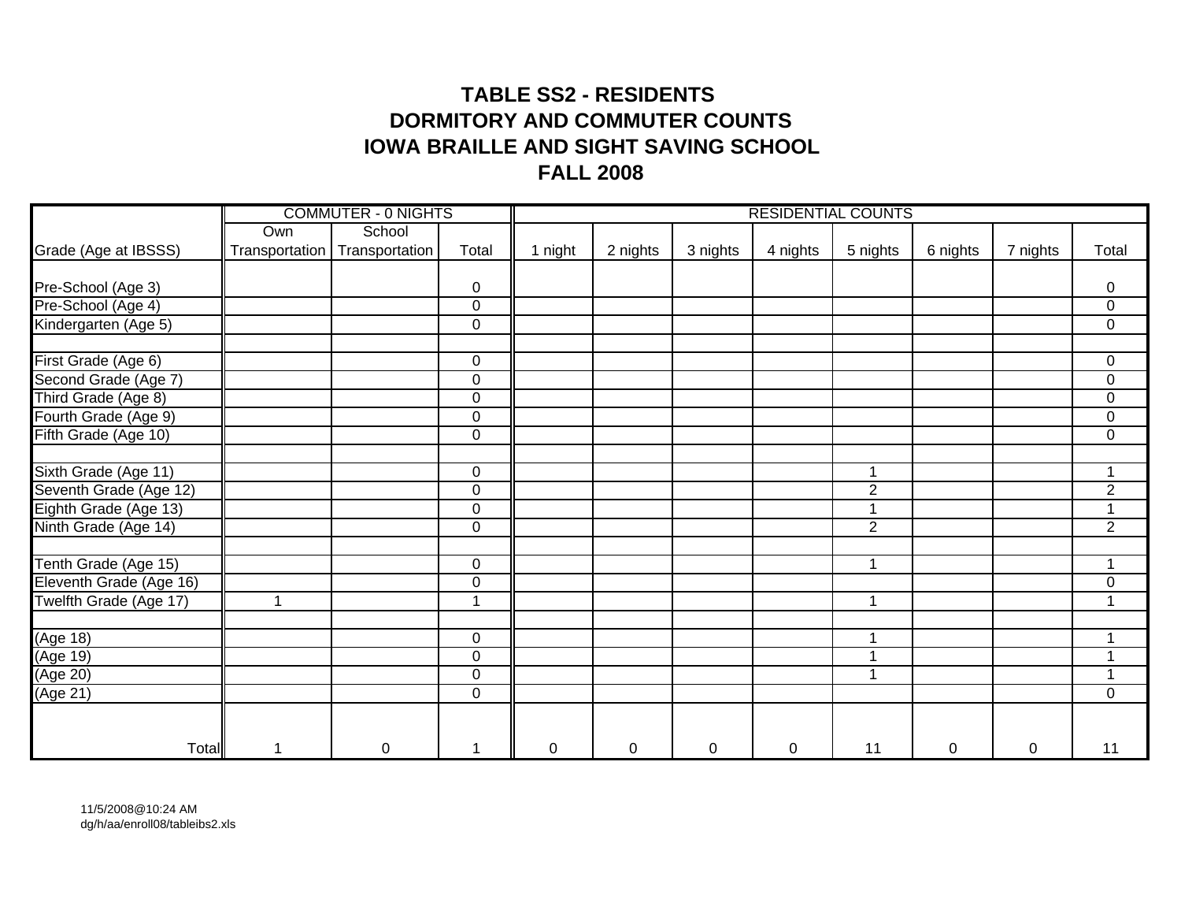# TABLE SS2 - RESIDENTS
# DORMITORY AND COMMUTER COUNTS
# IOWA BRAILLE AND SIGHT SAVING SCHOOL
# FALL 2008

| | COMMUTER - 0 NIGHTS | | | RESIDENTIAL COUNTS | | | | | | | |
|---|---|---|---|---|---|---|---|---|---|---|---|
| Grade (Age at IBSSS) | Own Transportation | School Transportation | Total | 1 night | 2 nights | 3 nights | 4 nights | 5 nights | 6 nights | 7 nights | Total |
| Pre-School (Age 3) | | | 0 | | | | | | | | 0 |
| Pre-School (Age 4) | | | 0 | | | | | | | | 0 |
| Kindergarten (Age 5) | | | 0 | | | | | | | | 0 |
| | | | | | | | | | | | |
| First Grade (Age 6) | | | 0 | | | | | | | | 0 |
| Second Grade (Age 7) | | | 0 | | | | | | | | 0 |
| Third Grade (Age 8) | | | 0 | | | | | | | | 0 |
| Fourth Grade (Age 9) | | | 0 | | | | | | | | 0 |
| Fifth Grade (Age 10) | | | 0 | | | | | | | | 0 |
| | | | | | | | | | | | |
| Sixth Grade (Age 11) | | | 0 | | | | | 1 | | | 1 |
| Seventh Grade (Age 12) | | | 0 | | | | | 2 | | | 2 |
| Eighth Grade (Age 13) | | | 0 | | | | | 1 | | | 1 |
| Ninth Grade (Age 14) | | | 0 | | | | | 2 | | | 2 |
| | | | | | | | | | | | |
| Tenth Grade (Age 15) | | | 0 | | | | | 1 | | | 1 |
| Eleventh Grade (Age 16) | | | 0 | | | | | | | | 0 |
| Twelfth Grade (Age 17) | 1 | | 1 | | | | | 1 | | | 1 |
| | | | | | | | | | | | |
| (Age 18) | | | 0 | | | | | 1 | | | 1 |
| (Age 19) | | | 0 | | | | | 1 | | | 1 |
| (Age 20) | | | 0 | | | | | 1 | | | 1 |
| (Age 21) | | | 0 | | | | | | | | 0 |
| Total | 1 | 0 | 1 | 0 | 0 | 0 | 0 | 11 | 0 | 0 | 11 |

11/5/2008@10:24 AM
dg/h/aa/enroll08/tableibs2.xls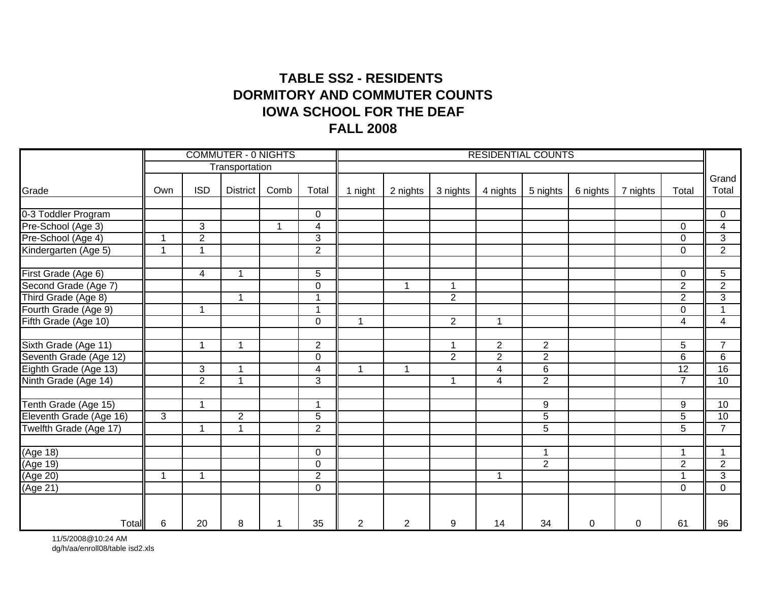# TABLE SS2 - RESIDENTS
# DORMITORY AND COMMUTER COUNTS
# IOWA SCHOOL FOR THE DEAF
# FALL 2008

| | COMMUTER - 0 NIGHTS | | | | | RESIDENTIAL COUNTS | | | | | | | | |
|---|---|---|---|---|---|---|---|---|---|---|---|---|---|---|
| | Transportation | | | | | | | | | | | | | |
| Grade | Own | ISD | District | Comb | Total | 1 night | 2 nights | 3 nights | 4 nights | 5 nights | 6 nights | 7 nights | Total | Grand Total |
| 0-3 Toddler Program | | | | | 0 | | | | | | | | | 0 |
| Pre-School (Age 3) | | 3 | | 1 | 4 | | | | | | | | 0 | 4 |
| Pre-School (Age 4) | 1 | 2 | | | 3 | | | | | | | | 0 | 3 |
| Kindergarten (Age 5) | 1 | 1 | | | 2 | | | | | | | | 0 | 2 |
| First Grade (Age 6) | | 4 | 1 | | 5 | | | | | | | | 0 | 5 |
| Second Grade (Age 7) | | | | | 0 | | 1 | 1 | | | | | 2 | 2 |
| Third Grade (Age 8) | | | 1 | | 1 | | | 2 | | | | | 2 | 3 |
| Fourth Grade (Age 9) | | 1 | | | 1 | | | | | | | | 0 | 1 |
| Fifth Grade (Age 10) | | | | | 0 | 1 | | 2 | 1 | | | | 4 | 4 |
| Sixth Grade (Age 11) | | 1 | 1 | | 2 | | | 1 | 2 | 2 | | | 5 | 7 |
| Seventh Grade (Age 12) | | | | | 0 | | | 2 | 2 | 2 | | | 6 | 6 |
| Eighth Grade (Age 13) | | 3 | 1 | | 4 | 1 | 1 | | 4 | 6 | | | 12 | 16 |
| Ninth Grade (Age 14) | | 2 | 1 | | 3 | | | 1 | 4 | 2 | | | 7 | 10 |
| Tenth Grade (Age 15) | | 1 | | | 1 | | | | | 9 | | | 9 | 10 |
| Eleventh Grade (Age 16) | 3 | | 2 | | 5 | | | | | 5 | | | 5 | 10 |
| Twelfth Grade (Age 17) | | 1 | 1 | | 2 | | | | | 5 | | | 5 | 7 |
| (Age 18) | | | | | 0 | | | | | 1 | | | 1 | 1 |
| (Age 19) | | | | | 0 | | | | | 2 | | | 2 | 2 |
| (Age 20) | 1 | 1 | | | 2 | | | | 1 | | | | 1 | 3 |
| (Age 21) | | | | | 0 | | | | | | | | 0 | 0 |
| Total | 6 | 20 | 8 | 1 | 35 | 2 | 2 | 9 | 14 | 34 | 0 | 0 | 61 | 96 |

11/5/2008@10:24 AM
dg/h/aa/enroll08/table isd2.xls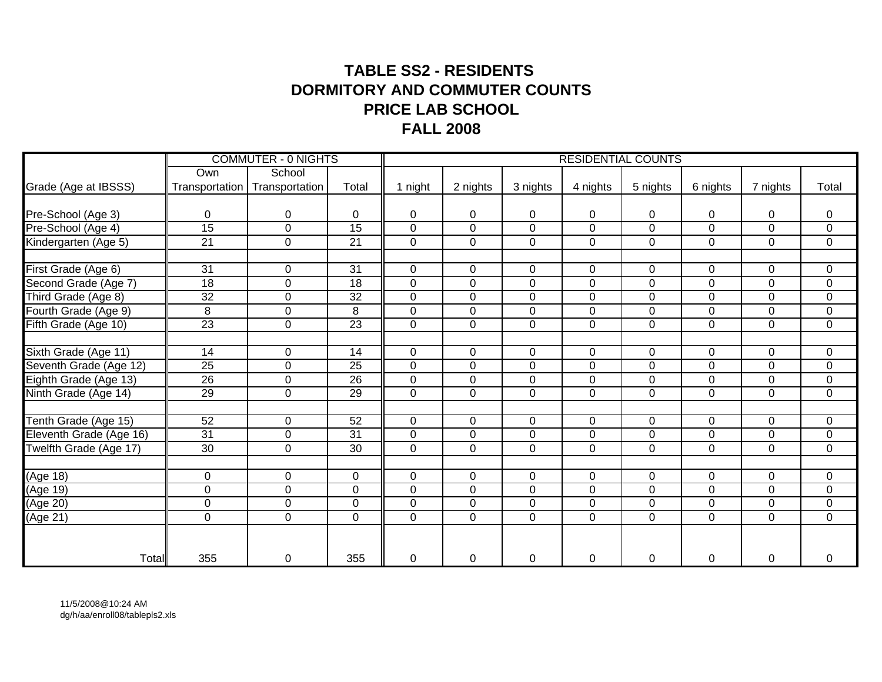# TABLE SS2 - RESIDENTS
# DORMITORY AND COMMUTER COUNTS
# PRICE LAB SCHOOL
# FALL 2008

| | COMMUTER - 0 NIGHTS | | | RESIDENTIAL COUNTS | | | | | | | |
|---|---|---|---|---|---|---|---|---|---|---|---|
| Grade (Age at IBSSS) | Own Transportation | School Transportation | Total | 1 night | 2 nights | 3 nights | 4 nights | 5 nights | 6 nights | 7 nights | Total |
| Pre-School (Age 3) | 0 | 0 | 0 | 0 | 0 | 0 | 0 | 0 | 0 | 0 | 0 |
| Pre-School (Age 4) | 15 | 0 | 15 | 0 | 0 | 0 | 0 | 0 | 0 | 0 | 0 |
| Kindergarten (Age 5) | 21 | 0 | 21 | 0 | 0 | 0 | 0 | 0 | 0 | 0 | 0 |
| | | | | | | | | | | | |
| First Grade (Age 6) | 31 | 0 | 31 | 0 | 0 | 0 | 0 | 0 | 0 | 0 | 0 |
| Second Grade (Age 7) | 18 | 0 | 18 | 0 | 0 | 0 | 0 | 0 | 0 | 0 | 0 |
| Third Grade (Age 8) | 32 | 0 | 32 | 0 | 0 | 0 | 0 | 0 | 0 | 0 | 0 |
| Fourth Grade (Age 9) | 8 | 0 | 8 | 0 | 0 | 0 | 0 | 0 | 0 | 0 | 0 |
| Fifth Grade (Age 10) | 23 | 0 | 23 | 0 | 0 | 0 | 0 | 0 | 0 | 0 | 0 |
| | | | | | | | | | | | |
| Sixth Grade (Age 11) | 14 | 0 | 14 | 0 | 0 | 0 | 0 | 0 | 0 | 0 | 0 |
| Seventh Grade (Age 12) | 25 | 0 | 25 | 0 | 0 | 0 | 0 | 0 | 0 | 0 | 0 |
| Eighth Grade (Age 13) | 26 | 0 | 26 | 0 | 0 | 0 | 0 | 0 | 0 | 0 | 0 |
| Ninth Grade (Age 14) | 29 | 0 | 29 | 0 | 0 | 0 | 0 | 0 | 0 | 0 | 0 |
| | | | | | | | | | | | |
| Tenth Grade (Age 15) | 52 | 0 | 52 | 0 | 0 | 0 | 0 | 0 | 0 | 0 | 0 |
| Eleventh Grade (Age 16) | 31 | 0 | 31 | 0 | 0 | 0 | 0 | 0 | 0 | 0 | 0 |
| Twelfth Grade (Age 17) | 30 | 0 | 30 | 0 | 0 | 0 | 0 | 0 | 0 | 0 | 0 |
| | | | | | | | | | | | |
| (Age 18) | 0 | 0 | 0 | 0 | 0 | 0 | 0 | 0 | 0 | 0 | 0 |
| (Age 19) | 0 | 0 | 0 | 0 | 0 | 0 | 0 | 0 | 0 | 0 | 0 |
| (Age 20) | 0 | 0 | 0 | 0 | 0 | 0 | 0 | 0 | 0 | 0 | 0 |
| (Age 21) | 0 | 0 | 0 | 0 | 0 | 0 | 0 | 0 | 0 | 0 | 0 |
| Total | 355 | 0 | 355 | 0 | 0 | 0 | 0 | 0 | 0 | 0 | 0 |

11/5/2008@10:24 AM
dg/h/aa/enroll08/tablepls2.xls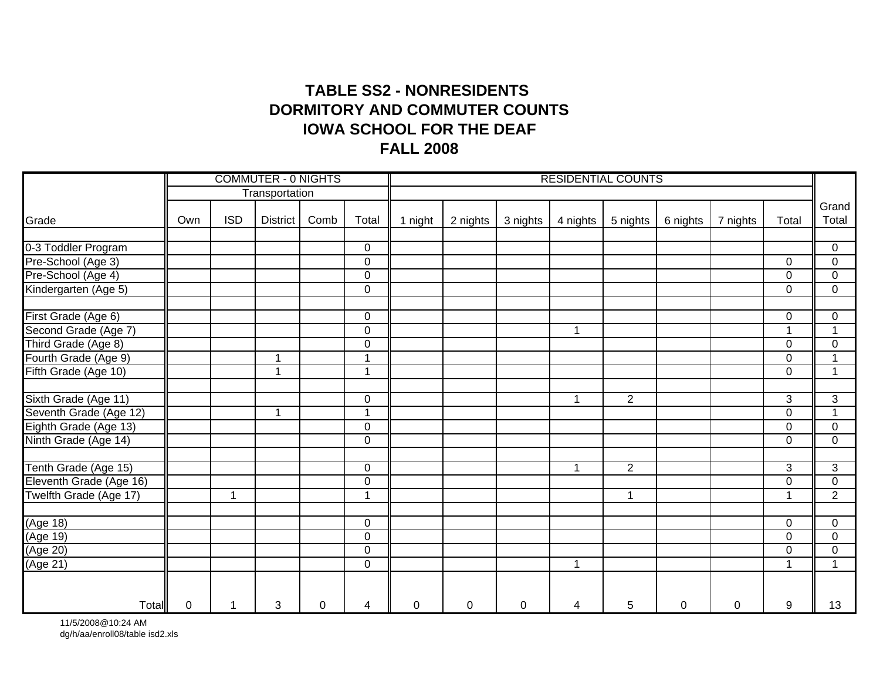# TABLE SS2 - NONRESIDENTS
# DORMITORY AND COMMUTER COUNTS
# IOWA SCHOOL FOR THE DEAF
# FALL 2008

| | COMMUTER - 0 NIGHTS | | | | | RESIDENTIAL COUNTS | | | | | | | | |
|---|---|---|---|---|---|---|---|---|---|---|---|---|---|---|
| | Transportation | | | | | | | | | | | | | |
| Grade | Own | ISD | District | Comb | Total | 1 night | 2 nights | 3 nights | 4 nights | 5 nights | 6 nights | 7 nights | Total | Grand Total |
| 0-3 Toddler Program | | | | | 0 | | | | | | | | | 0 |
| Pre-School (Age 3) | | | | | 0 | | | | | | | | 0 | 0 |
| Pre-School (Age 4) | | | | | 0 | | | | | | | | 0 | 0 |
| Kindergarten (Age 5) | | | | | 0 | | | | | | | | 0 | 0 |
| First Grade (Age 6) | | | | | 0 | | | | | | | | 0 | 0 |
| Second Grade (Age 7) | | | | | 0 | | | | 1 | | | | 1 | 1 |
| Third Grade (Age 8) | | | | | 0 | | | | | | | | 0 | 0 |
| Fourth Grade (Age 9) | | | 1 | | 1 | | | | | | | | 0 | 1 |
| Fifth Grade (Age 10) | | | 1 | | 1 | | | | | | | | 0 | 1 |
| Sixth Grade (Age 11) | | | | | 0 | | | | 1 | 2 | | | 3 | 3 |
| Seventh Grade (Age 12) | | | 1 | | 1 | | | | | | | | 0 | 1 |
| Eighth Grade (Age 13) | | | | | 0 | | | | | | | | 0 | 0 |
| Ninth Grade (Age 14) | | | | | 0 | | | | | | | | 0 | 0 |
| Tenth Grade (Age 15) | | | | | 0 | | | | 1 | 2 | | | 3 | 3 |
| Eleventh Grade (Age 16) | | | | | 0 | | | | | | | | 0 | 0 |
| Twelfth Grade (Age 17) | | 1 | | | 1 | | | | | 1 | | | 1 | 2 |
| (Age 18) | | | | | 0 | | | | | | | | 0 | 0 |
| (Age 19) | | | | | 0 | | | | | | | | 0 | 0 |
| (Age 20) | | | | | 0 | | | | | | | | 0 | 0 |
| (Age 21) | | | | | 0 | | | | 1 | | | | 1 | 1 |
| Total | 0 | 1 | 3 | 0 | 4 | 0 | 0 | 0 | 4 | 5 | 0 | 0 | 9 | 13 |

11/5/2008@10:24 AM
dg/h/aa/enroll08/table isd2.xls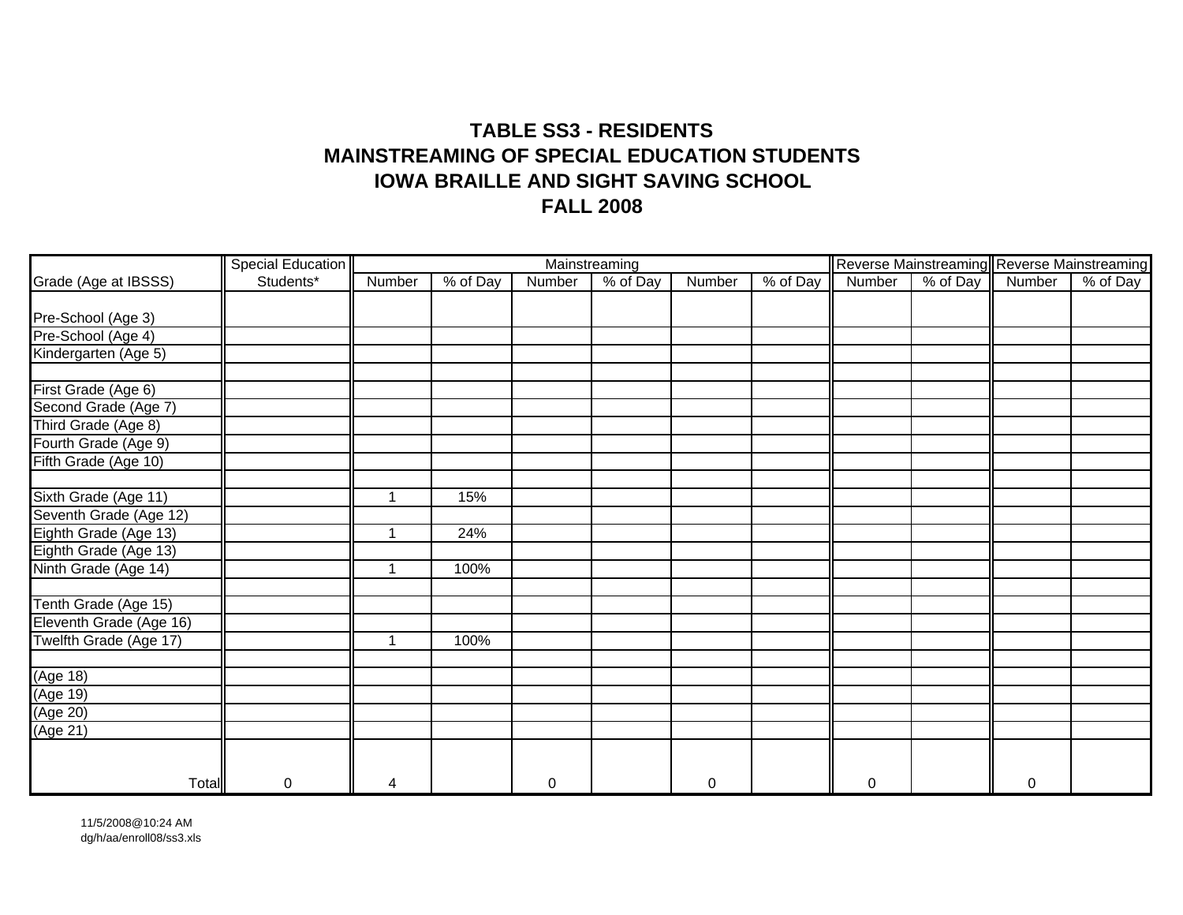# TABLE SS3 - RESIDENTS
## MAINSTREAMING OF SPECIAL EDUCATION STUDENTS
## IOWA BRAILLE AND SIGHT SAVING SCHOOL
## FALL 2008

| | Special Education | Mainstreaming | | | | | | Reverse Mainstreaming | | Reverse Mainstreaming | |
|---|---|---|---|---|---|---|---|---|---|---|---|
| Grade (Age at IBSSS) | Students* | Number | % of Day | Number | % of Day | Number | % of Day | Number | % of Day | Number | % of Day |
| Pre-School (Age 3) | | | | | | | | | | | |
| Pre-School (Age 4) | | | | | | | | | | | |
| Kindergarten (Age 5) | | | | | | | | | | | |
| | | | | | | | | | | | |
| First Grade (Age 6) | | | | | | | | | | | |
| Second Grade (Age 7) | | | | | | | | | | | |
| Third Grade (Age 8) | | | | | | | | | | | |
| Fourth Grade (Age 9) | | | | | | | | | | | |
| Fifth Grade (Age 10) | | | | | | | | | | | |
| | | | | | | | | | | | |
| Sixth Grade (Age 11) | | 1 | 15% | | | | | | | | |
| Seventh Grade (Age 12) | | | | | | | | | | | |
| Eighth Grade (Age 13) | | 1 | 24% | | | | | | | | |
| Eighth Grade (Age 13) | | | | | | | | | | | |
| Ninth Grade (Age 14) | | 1 | 100% | | | | | | | | |
| | | | | | | | | | | | |
| Tenth Grade (Age 15) | | | | | | | | | | | |
| Eleventh Grade (Age 16) | | | | | | | | | | | |
| Twelfth Grade (Age 17) | | 1 | 100% | | | | | | | | |
| | | | | | | | | | | | |
| (Age 18) | | | | | | | | | | | |
| (Age 19) | | | | | | | | | | | |
| (Age 20) | | | | | | | | | | | |
| (Age 21) | | | | | | | | | | | |
| Total | 0 | 4 | | 0 | | 0 | | 0 | | 0 | |

11/5/2008@10:24 AM
dg/h/aa/enroll08/ss3.xls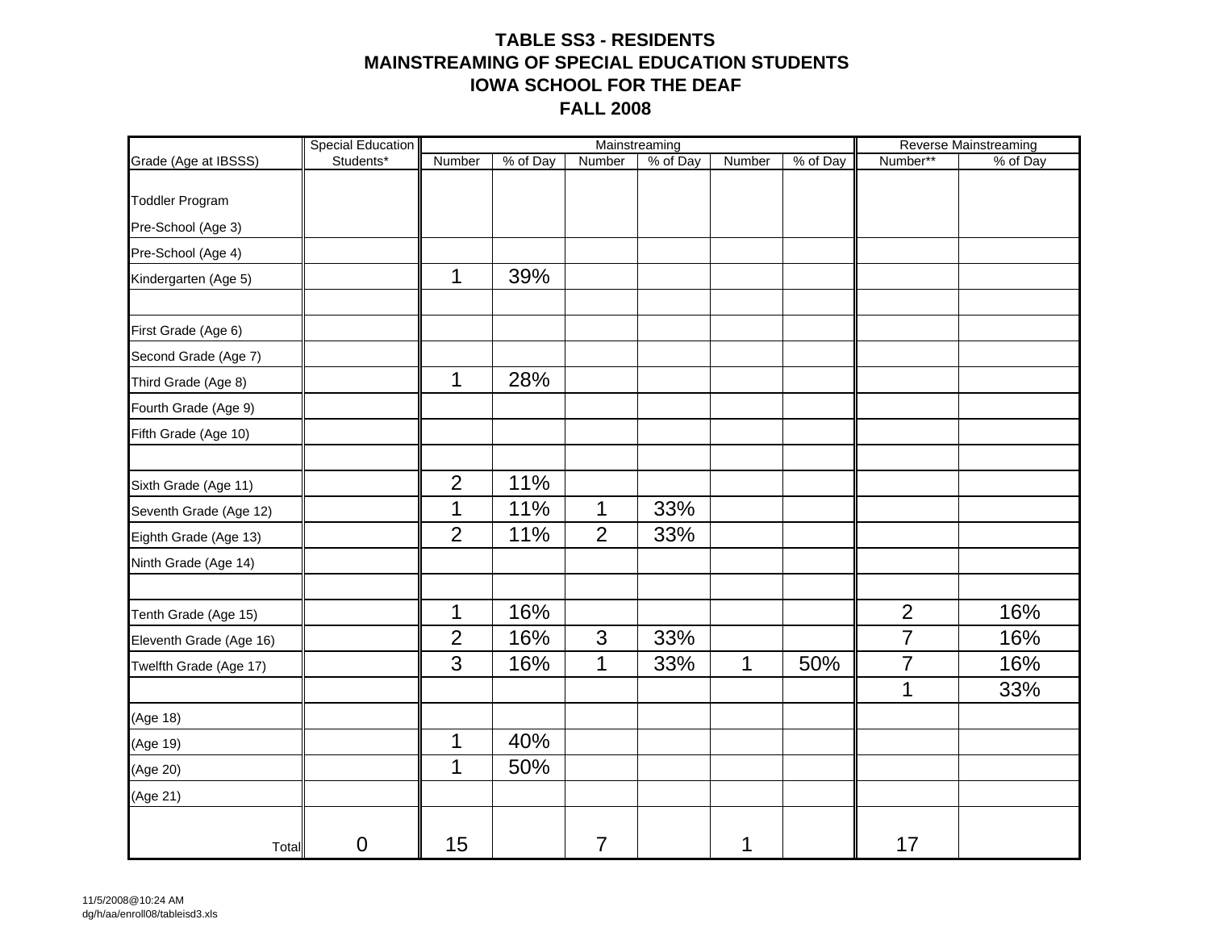# TABLE SS3 - RESIDENTS
## MAINSTREAMING OF SPECIAL EDUCATION STUDENTS
## IOWA SCHOOL FOR THE DEAF
## FALL 2008

| | Special Education | Mainstreaming | | | | | | Reverse Mainstreaming | |
|---|---|---|---|---|---|---|---|---|---|
| Grade (Age at IBSSS) | Students* | Number | % of Day | Number | % of Day | Number | % of Day | Number** | % of Day |
| Toddler Program | | | | | | | | | |
| Pre-School (Age 3) | | | | | | | | | |
| Pre-School (Age 4) | | | | | | | | | |
| Kindergarten (Age 5) | | 1 | 39% | | | | | | |
| | | | | | | | | | |
| First Grade (Age 6) | | | | | | | | | |
| Second Grade (Age 7) | | | | | | | | | |
| Third Grade (Age 8) | | 1 | 28% | | | | | | |
| Fourth Grade (Age 9) | | | | | | | | | |
| Fifth Grade (Age 10) | | | | | | | | | |
| | | | | | | | | | |
| Sixth Grade (Age 11) | | 2 | 11% | | | | | | |
| Seventh Grade (Age 12) | | 1 | 11% | 1 | 33% | | | | |
| Eighth Grade (Age 13) | | 2 | 11% | 2 | 33% | | | | |
| Ninth Grade (Age 14) | | | | | | | | | |
| | | | | | | | | | |
| Tenth Grade (Age 15) | | 1 | 16% | | | | | 2 | 16% |
| Eleventh Grade (Age 16) | | 2 | 16% | 3 | 33% | | | 7 | 16% |
| Twelfth Grade (Age 17) | | 3 | 16% | 1 | 33% | 1 | 50% | 7 | 16% |
| | | | | | | | | 1 | 33% |
| (Age 18) | | | | | | | | | |
| (Age 19) | | 1 | 40% | | | | | | |
| (Age 20) | | 1 | 50% | | | | | | |
| (Age 21) | | | | | | | | | |
| Total | 0 | 15 | | 7 | | 1 | | 17 | |

11/5/2008@10:24 AM
dg/h/aa/enroll08/tableisd3.xls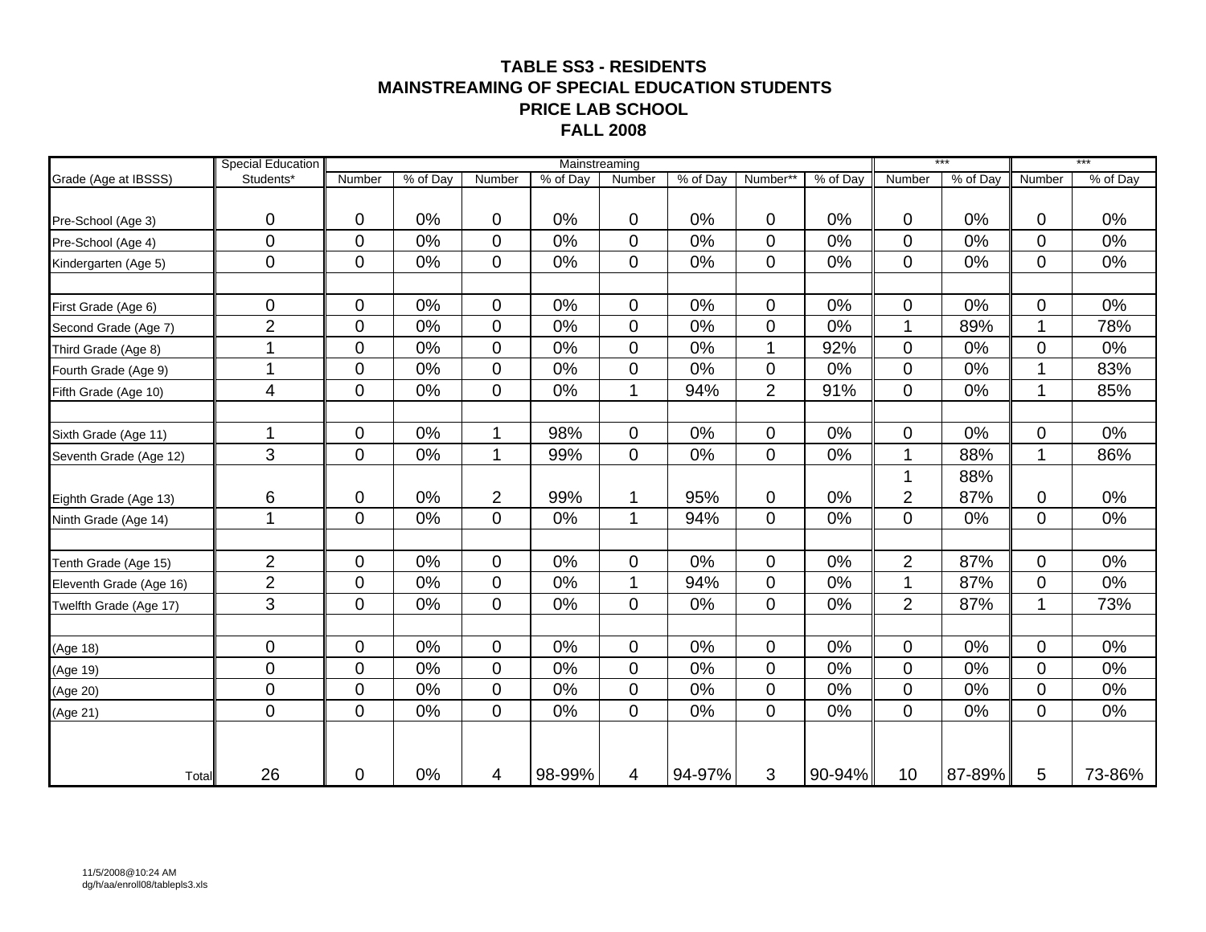# TABLE SS3 - RESIDENTS
# MAINSTREAMING OF SPECIAL EDUCATION STUDENTS
# PRICE LAB SCHOOL
# FALL 2008

| | Special Education | Mainstreaming | | | | | | | | *** | | *** | |
|---|---|---|---|---|---|---|---|---|---|---|---|---|---|
| Grade (Age at IBSSS) | Students* | Number | % of Day | Number | % of Day | Number | % of Day | Number** | % of Day | Number | % of Day | Number | % of Day |
| Pre-School (Age 3) | 0 | 0 | 0% | 0 | 0% | 0 | 0% | 0 | 0% | 0 | 0% | 0 | 0% |
| Pre-School (Age 4) | 0 | 0 | 0% | 0 | 0% | 0 | 0% | 0 | 0% | 0 | 0% | 0 | 0% |
| Kindergarten (Age 5) | 0 | 0 | 0% | 0 | 0% | 0 | 0% | 0 | 0% | 0 | 0% | 0 | 0% |
| | | | | | | | | | | | | | |
| First Grade (Age 6) | 0 | 0 | 0% | 0 | 0% | 0 | 0% | 0 | 0% | 0 | 0% | 0 | 0% |
| Second Grade (Age 7) | 2 | 0 | 0% | 0 | 0% | 0 | 0% | 0 | 0% | 1 | 89% | 1 | 78% |
| Third Grade (Age 8) | 1 | 0 | 0% | 0 | 0% | 0 | 0% | 1 | 92% | 0 | 0% | 0 | 0% |
| Fourth Grade (Age 9) | 1 | 0 | 0% | 0 | 0% | 0 | 0% | 0 | 0% | 0 | 0% | 1 | 83% |
| Fifth Grade (Age 10) | 4 | 0 | 0% | 0 | 0% | 1 | 94% | 2 | 91% | 0 | 0% | 1 | 85% |
| | | | | | | | | | | | | | |
| Sixth Grade (Age 11) | 1 | 0 | 0% | 1 | 98% | 0 | 0% | 0 | 0% | 0 | 0% | 0 | 0% |
| Seventh Grade (Age 12) | 3 | 0 | 0% | 1 | 99% | 0 | 0% | 0 | 0% | 1 | 88% | 1 | 86% |
| Eighth Grade (Age 13) | 6 | 0 | 0% | 2 | 99% | 1 | 95% | 0 | 0% | 1<br>2 | 88%<br>87% | 0 | 0% |
| Ninth Grade (Age 14) | 1 | 0 | 0% | 0 | 0% | 1 | 94% | 0 | 0% | 0 | 0% | 0 | 0% |
| | | | | | | | | | | | | | |
| Tenth Grade (Age 15) | 2 | 0 | 0% | 0 | 0% | 0 | 0% | 0 | 0% | 2 | 87% | 0 | 0% |
| Eleventh Grade (Age 16) | 2 | 0 | 0% | 0 | 0% | 1 | 94% | 0 | 0% | 1 | 87% | 0 | 0% |
| Twelfth Grade (Age 17) | 3 | 0 | 0% | 0 | 0% | 0 | 0% | 0 | 0% | 2 | 87% | 1 | 73% |
| | | | | | | | | | | | | | |
| (Age 18) | 0 | 0 | 0% | 0 | 0% | 0 | 0% | 0 | 0% | 0 | 0% | 0 | 0% |
| (Age 19) | 0 | 0 | 0% | 0 | 0% | 0 | 0% | 0 | 0% | 0 | 0% | 0 | 0% |
| (Age 20) | 0 | 0 | 0% | 0 | 0% | 0 | 0% | 0 | 0% | 0 | 0% | 0 | 0% |
| (Age 21) | 0 | 0 | 0% | 0 | 0% | 0 | 0% | 0 | 0% | 0 | 0% | 0 | 0% |
| Total | 26 | 0 | 0% | 4 | 98-99% | 4 | 94-97% | 3 | 90-94% | 10 | 87-89% | 5 | 73-86% |

11/5/2008@10:24 AM
dg/h/aa/enroll08/tablepls3.xls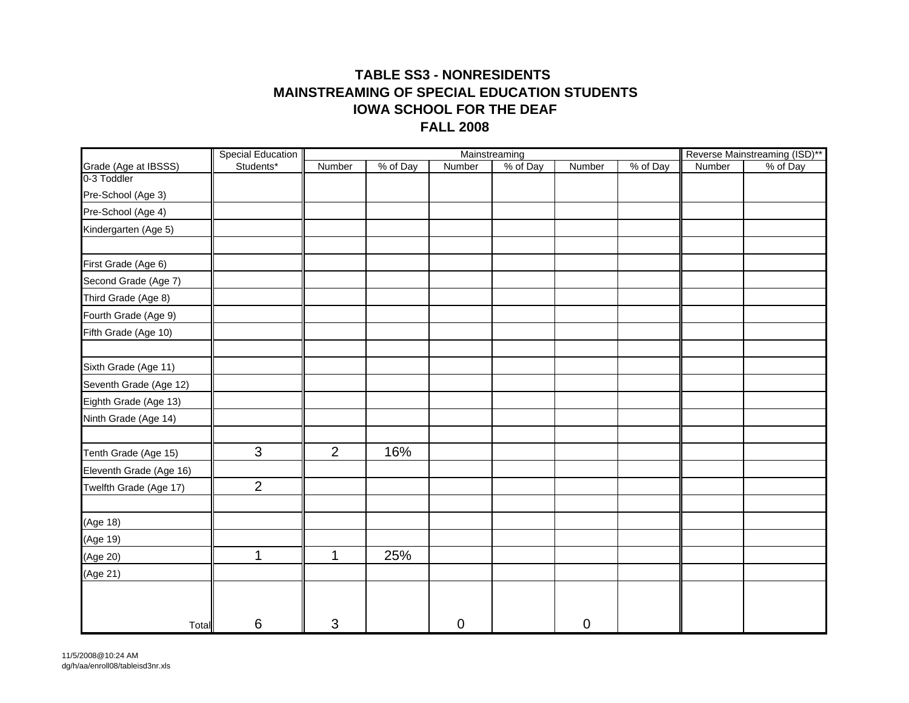# TABLE SS3 - NONRESIDENTS
# MAINSTREAMING OF SPECIAL EDUCATION STUDENTS
# IOWA SCHOOL FOR THE DEAF
# FALL 2008

| | Special Education | Mainstreaming | | | | | | Reverse Mainstreaming (ISD)** | |
|---|---|---|---|---|---|---|---|---|---|
| Grade (Age at IBSSS) | Students* | Number | % of Day | Number | % of Day | Number | % of Day | Number | % of Day |
| 0-3 Toddler | | | | | | | | | |
| Pre-School (Age 3) | | | | | | | | | |
| Pre-School (Age 4) | | | | | | | | | |
| Kindergarten (Age 5) | | | | | | | | | |
| | | | | | | | | | |
| First Grade (Age 6) | | | | | | | | | |
| Second Grade (Age 7) | | | | | | | | | |
| Third Grade (Age 8) | | | | | | | | | |
| Fourth Grade (Age 9) | | | | | | | | | |
| Fifth Grade (Age 10) | | | | | | | | | |
| | | | | | | | | | |
| Sixth Grade (Age 11) | | | | | | | | | |
| Seventh Grade (Age 12) | | | | | | | | | |
| Eighth Grade (Age 13) | | | | | | | | | |
| Ninth Grade (Age 14) | | | | | | | | | |
| | | | | | | | | | |
| Tenth Grade (Age 15) | 3 | 2 | 16% | | | | | | |
| Eleventh Grade (Age 16) | | | | | | | | | |
| Twelfth Grade (Age 17) | 2 | | | | | | | | |
| | | | | | | | | | |
| (Age 18) | | | | | | | | | |
| (Age 19) | | | | | | | | | |
| (Age 20) | 1 | 1 | 25% | | | | | | |
| (Age 21) | | | | | | | | | |
| Total | 6 | 3 | | 0 | | 0 | | | |

11/5/2008@10:24 AM
dg/h/aa/enroll08/tableisd3nr.xls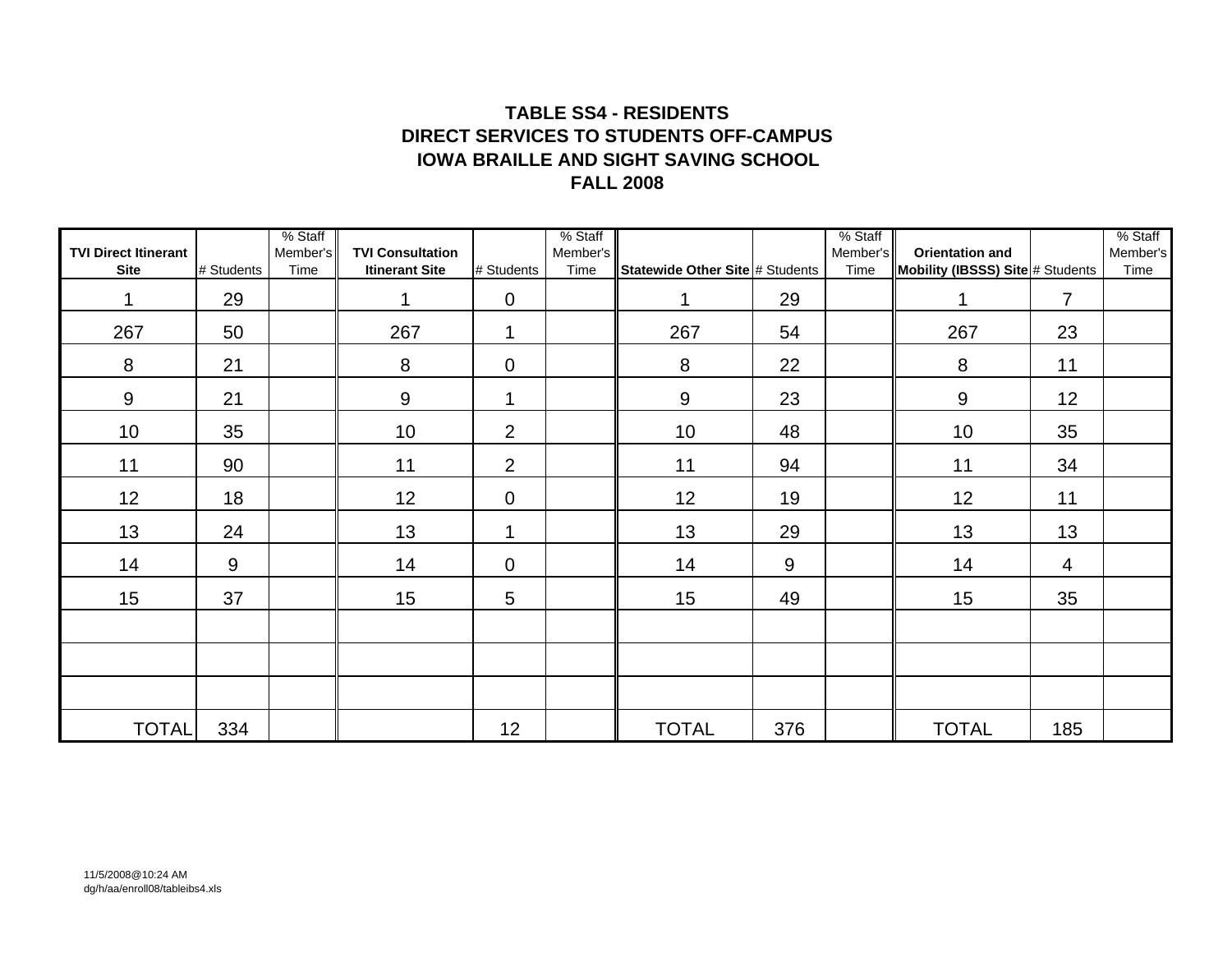# TABLE SS4 - RESIDENTS
## DIRECT SERVICES TO STUDENTS OFF-CAMPUS
## IOWA BRAILLE AND SIGHT SAVING SCHOOL
## FALL 2008

| TVI Direct Itinerant Site | # Students | % Staff Member's Time | TVI Consultation Itinerant Site | # Students | % Staff Member's Time | Statewide Other Site | # Students | % Staff Member's Time | Orientation and Mobility (IBSSS) Site | # Students | % Staff Member's Time |
|---|---|---|---|---|---|---|---|---|---|---|---|
| 1 | 29 | | 1 | 0 | | 1 | 29 | | 1 | 7 | |
| 267 | 50 | | 267 | 1 | | 267 | 54 | | 267 | 23 | |
| 8 | 21 | | 8 | 0 | | 8 | 22 | | 8 | 11 | |
| 9 | 21 | | 9 | 1 | | 9 | 23 | | 9 | 12 | |
| 10 | 35 | | 10 | 2 | | 10 | 48 | | 10 | 35 | |
| 11 | 90 | | 11 | 2 | | 11 | 94 | | 11 | 34 | |
| 12 | 18 | | 12 | 0 | | 12 | 19 | | 12 | 11 | |
| 13 | 24 | | 13 | 1 | | 13 | 29 | | 13 | 13 | |
| 14 | 9 | | 14 | 0 | | 14 | 9 | | 14 | 4 | |
| 15 | 37 | | 15 | 5 | | 15 | 49 | | 15 | 35 | |
| | | | | | | | | | | | |
| | | | | | | | | | | | |
| | | | | | | | | | | | |
| TOTAL | 334 | | | 12 | | TOTAL | 376 | | TOTAL | 185 | |

11/5/2008@10:24 AM
dg/h/aa/enroll08/tableibs4.xls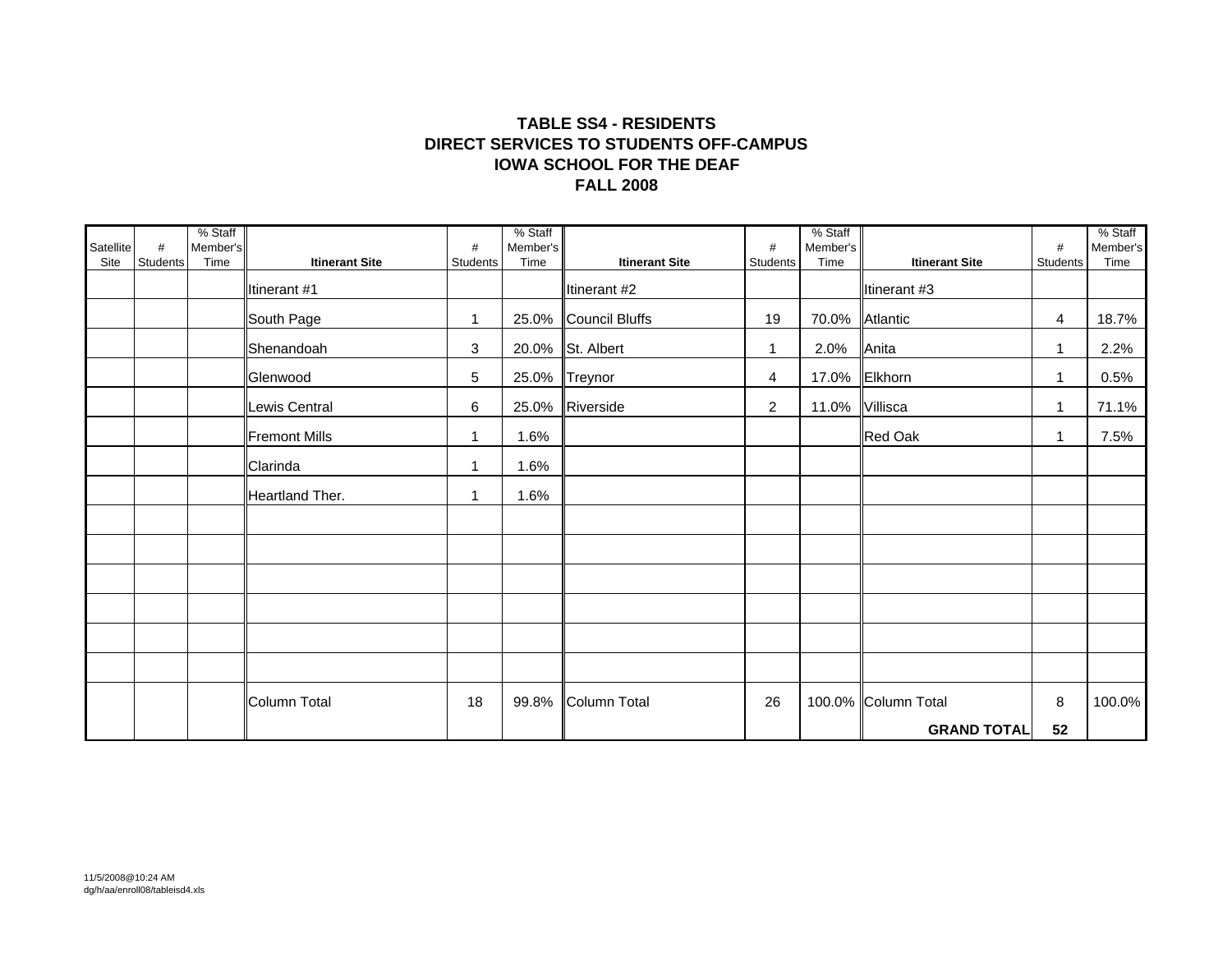**TABLE SS4 - RESIDENTS**
**DIRECT SERVICES TO STUDENTS OFF-CAMPUS**
**IOWA SCHOOL FOR THE DEAF**
**FALL 2008**

| Satellite Site | # Students | % Staff Member's Time | Itinerant Site | # Students | % Staff Member's Time | Itinerant Site | # Students | % Staff Member's Time | Itinerant Site | # Students | % Staff Member's Time |
|---|---|---|---|---|---|---|---|---|---|---|---|
| | | | Itinerant #1 | | | Itinerant #2 | | | Itinerant #3 | | |
| | | | South Page | 1 | 25.0% | Council Bluffs | 19 | 70.0% | Atlantic | 4 | 18.7% |
| | | | Shenandoah | 3 | 20.0% | St. Albert | 1 | 2.0% | Anita | 1 | 2.2% |
| | | | Glenwood | 5 | 25.0% | Treynor | 4 | 17.0% | Elkhorn | 1 | 0.5% |
| | | | Lewis Central | 6 | 25.0% | Riverside | 2 | 11.0% | Villisca | 1 | 71.1% |
| | | | Fremont Mills | 1 | 1.6% | | | | Red Oak | 1 | 7.5% |
| | | | Clarinda | 1 | 1.6% | | | | | | |
| | | | Heartland Ther. | 1 | 1.6% | | | | | | |
| | | | | | | | | | | | |
| | | | | | | | | | | | |
| | | | | | | | | | | | |
| | | | | | | | | | | | |
| | | | | | | | | | | | |
| | | | | | | | | | | | |
| | | | Column Total | 18 | 99.8% | Column Total | 26 | 100.0% | Column Total | 8 | 100.0% |
| | | | | | | | | | **GRAND TOTAL** | **52** | |

11/5/2008@10:24 AM
dg/h/aa/enroll08/tableisd4.xls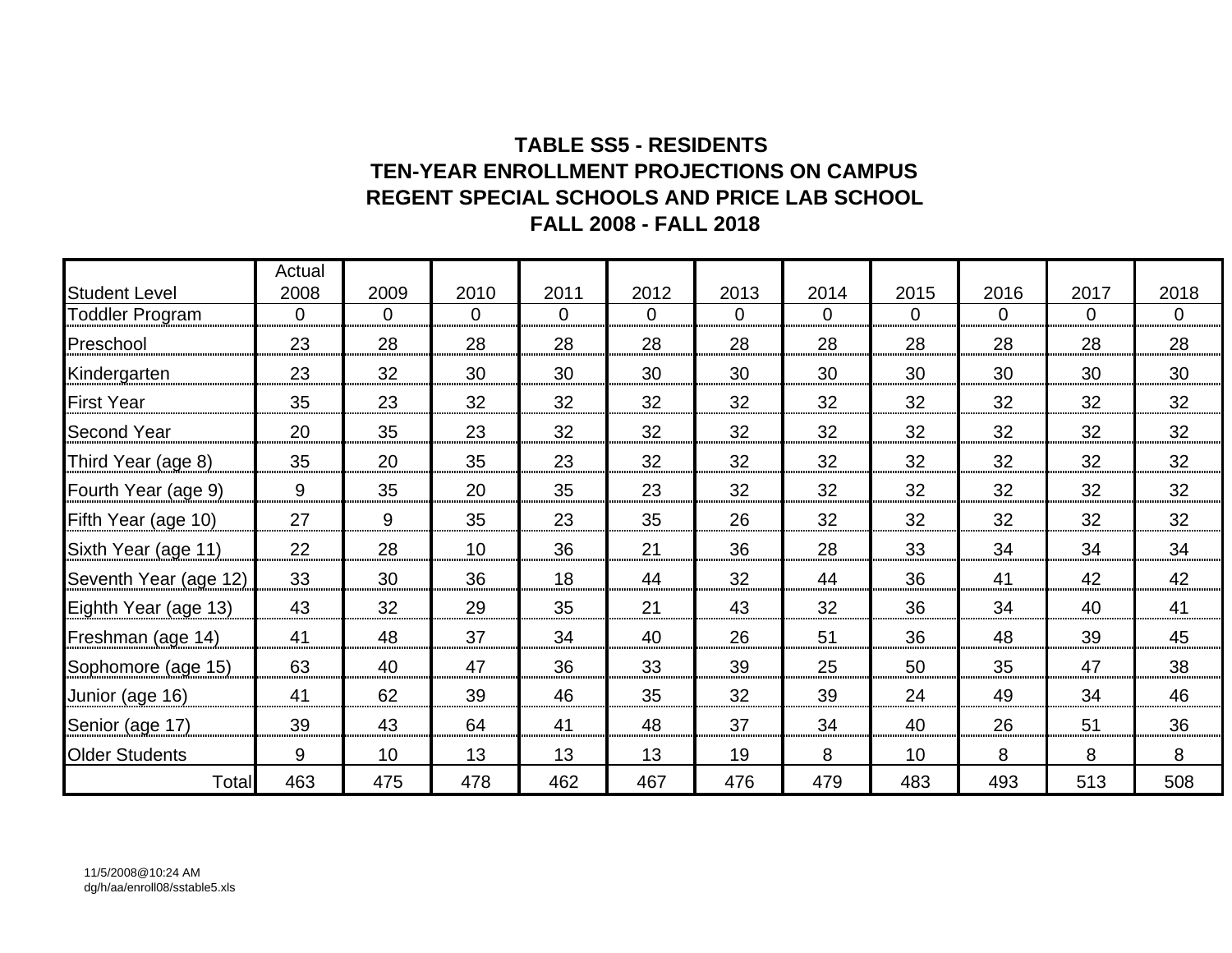**TABLE SS5 - RESIDENTS**
**TEN-YEAR ENROLLMENT PROJECTIONS ON CAMPUS**
**REGENT SPECIAL SCHOOLS AND PRICE LAB SCHOOL**
**FALL 2008 - FALL 2018**

| Student Level | Actual 2008 | 2009 | 2010 | 2011 | 2012 | 2013 | 2014 | 2015 | 2016 | 2017 | 2018 |
|---|---|---|---|---|---|---|---|---|---|---|---|
| Toddler Program | 0 | 0 | 0 | 0 | 0 | 0 | 0 | 0 | 0 | 0 | 0 |
| Preschool | 23 | 28 | 28 | 28 | 28 | 28 | 28 | 28 | 28 | 28 | 28 |
| Kindergarten | 23 | 32 | 30 | 30 | 30 | 30 | 30 | 30 | 30 | 30 | 30 |
| First Year | 35 | 23 | 32 | 32 | 32 | 32 | 32 | 32 | 32 | 32 | 32 |
| Second Year | 20 | 35 | 23 | 32 | 32 | 32 | 32 | 32 | 32 | 32 | 32 |
| Third Year (age 8) | 35 | 20 | 35 | 23 | 32 | 32 | 32 | 32 | 32 | 32 | 32 |
| Fourth Year (age 9) | 9 | 35 | 20 | 35 | 23 | 32 | 32 | 32 | 32 | 32 | 32 |
| Fifth Year (age 10) | 27 | 9 | 35 | 23 | 35 | 26 | 32 | 32 | 32 | 32 | 32 |
| Sixth Year (age 11) | 22 | 28 | 10 | 36 | 21 | 36 | 28 | 33 | 34 | 34 | 34 |
| Seventh Year (age 12) | 33 | 30 | 36 | 18 | 44 | 32 | 44 | 36 | 41 | 42 | 42 |
| Eighth Year (age 13) | 43 | 32 | 29 | 35 | 21 | 43 | 32 | 36 | 34 | 40 | 41 |
| Freshman (age 14) | 41 | 48 | 37 | 34 | 40 | 26 | 51 | 36 | 48 | 39 | 45 |
| Sophomore (age 15) | 63 | 40 | 47 | 36 | 33 | 39 | 25 | 50 | 35 | 47 | 38 |
| Junior (age 16) | 41 | 62 | 39 | 46 | 35 | 32 | 39 | 24 | 49 | 34 | 46 |
| Senior (age 17) | 39 | 43 | 64 | 41 | 48 | 37 | 34 | 40 | 26 | 51 | 36 |
| Older Students | 9 | 10 | 13 | 13 | 13 | 19 | 8 | 10 | 8 | 8 | 8 |
| Total | 463 | 475 | 478 | 462 | 467 | 476 | 479 | 483 | 493 | 513 | 508 |

11/5/2008@10:24 AM
dg/h/aa/enroll08/sstable5.xls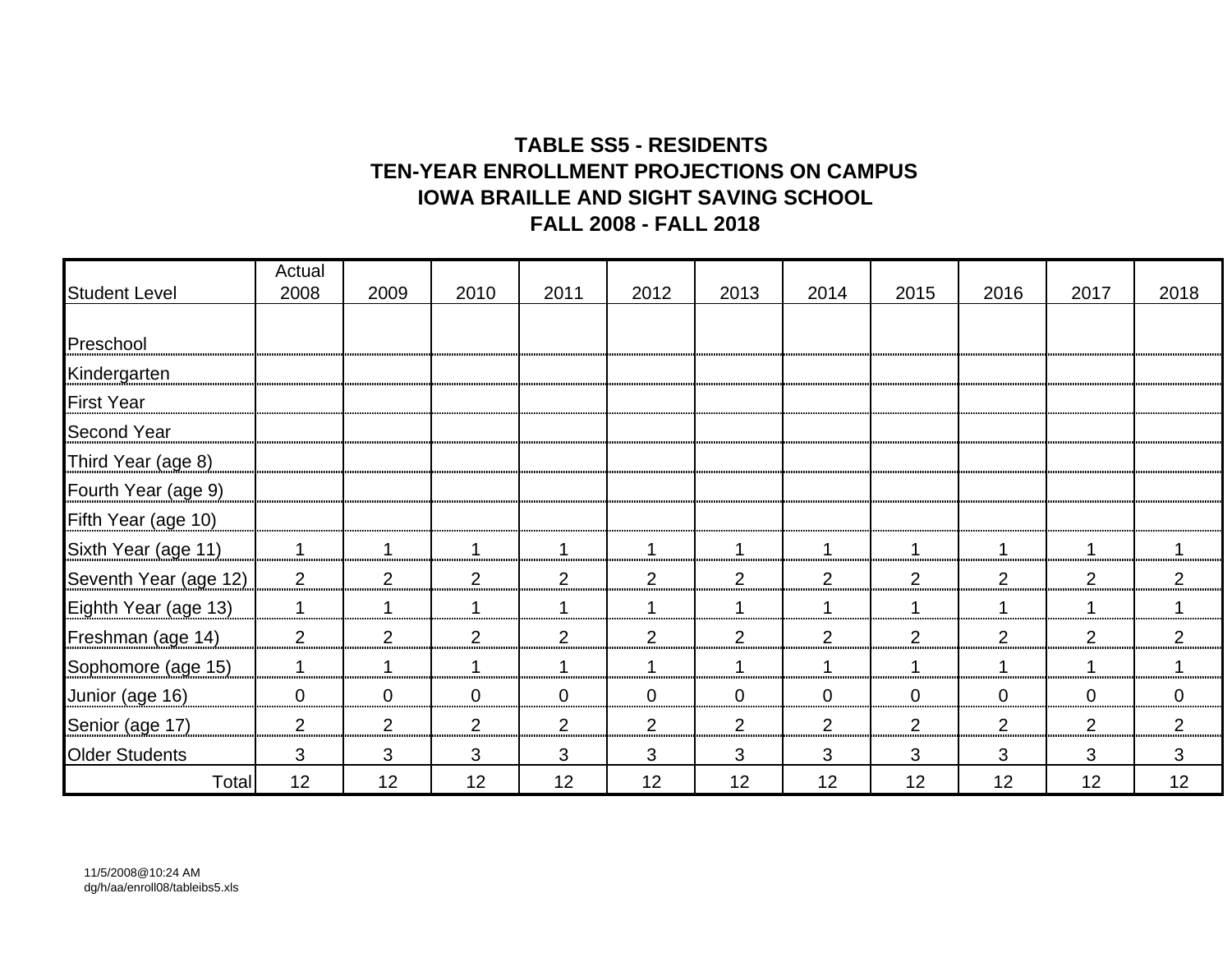**TABLE SS5 - RESIDENTS**
**TEN-YEAR ENROLLMENT PROJECTIONS ON CAMPUS**
**IOWA BRAILLE AND SIGHT SAVING SCHOOL**
**FALL 2008 - FALL 2018**

| Student Level | Actual 2008 | 2009 | 2010 | 2011 | 2012 | 2013 | 2014 | 2015 | 2016 | 2017 | 2018 |
|---|---|---|---|---|---|---|---|---|---|---|---|
| Preschool | | | | | | | | | | | |
| Kindergarten | | | | | | | | | | | |
| First Year | | | | | | | | | | | |
| Second Year | | | | | | | | | | | |
| Third Year (age 8) | | | | | | | | | | | |
| Fourth Year (age 9) | | | | | | | | | | | |
| Fifth Year (age 10) | | | | | | | | | | | |
| Sixth Year (age 11) | 1 | 1 | 1 | 1 | 1 | 1 | 1 | 1 | 1 | 1 | 1 |
| Seventh Year (age 12) | 2 | 2 | 2 | 2 | 2 | 2 | 2 | 2 | 2 | 2 | 2 |
| Eighth Year (age 13) | 1 | 1 | 1 | 1 | 1 | 1 | 1 | 1 | 1 | 1 | 1 |
| Freshman (age 14) | 2 | 2 | 2 | 2 | 2 | 2 | 2 | 2 | 2 | 2 | 2 |
| Sophomore (age 15) | 1 | 1 | 1 | 1 | 1 | 1 | 1 | 1 | 1 | 1 | 1 |
| Junior (age 16) | 0 | 0 | 0 | 0 | 0 | 0 | 0 | 0 | 0 | 0 | 0 |
| Senior (age 17) | 2 | 2 | 2 | 2 | 2 | 2 | 2 | 2 | 2 | 2 | 2 |
| Older Students | 3 | 3 | 3 | 3 | 3 | 3 | 3 | 3 | 3 | 3 | 3 |
| Total | 12 | 12 | 12 | 12 | 12 | 12 | 12 | 12 | 12 | 12 | 12 |

11/5/2008@10:24 AM
dg/h/aa/enroll08/tableibs5.xls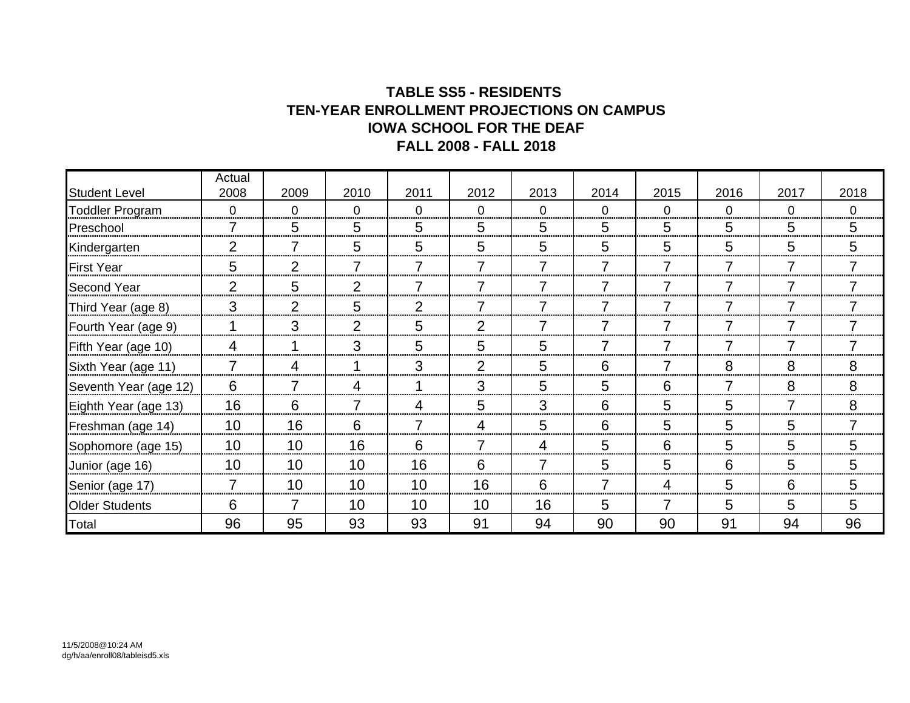**TABLE SS5 - RESIDENTS**
**TEN-YEAR ENROLLMENT PROJECTIONS ON CAMPUS**
**IOWA SCHOOL FOR THE DEAF**
**FALL 2008 - FALL 2018**

| Student Level | Actual 2008 | 2009 | 2010 | 2011 | 2012 | 2013 | 2014 | 2015 | 2016 | 2017 | 2018 |
|---|---|---|---|---|---|---|---|---|---|---|---|
| Toddler Program | 0 | 0 | 0 | 0 | 0 | 0 | 0 | 0 | 0 | 0 | 0 |
| Preschool | 7 | 5 | 5 | 5 | 5 | 5 | 5 | 5 | 5 | 5 | 5 |
| Kindergarten | 2 | 7 | 5 | 5 | 5 | 5 | 5 | 5 | 5 | 5 | 5 |
| First Year | 5 | 2 | 7 | 7 | 7 | 7 | 7 | 7 | 7 | 7 | 7 |
| Second Year | 2 | 5 | 2 | 7 | 7 | 7 | 7 | 7 | 7 | 7 | 7 |
| Third Year (age 8) | 3 | 2 | 5 | 2 | 7 | 7 | 7 | 7 | 7 | 7 | 7 |
| Fourth Year (age 9) | 1 | 3 | 2 | 5 | 2 | 7 | 7 | 7 | 7 | 7 | 7 |
| Fifth Year (age 10) | 4 | 1 | 3 | 5 | 5 | 5 | 7 | 7 | 7 | 7 | 7 |
| Sixth Year (age 11) | 7 | 4 | 1 | 3 | 2 | 5 | 6 | 7 | 8 | 8 | 8 |
| Seventh Year (age 12) | 6 | 7 | 4 | 1 | 3 | 5 | 5 | 6 | 7 | 8 | 8 |
| Eighth Year (age 13) | 16 | 6 | 7 | 4 | 5 | 3 | 6 | 5 | 5 | 7 | 8 |
| Freshman (age 14) | 10 | 16 | 6 | 7 | 4 | 5 | 6 | 5 | 5 | 5 | 7 |
| Sophomore (age 15) | 10 | 10 | 16 | 6 | 7 | 4 | 5 | 6 | 5 | 5 | 5 |
| Junior (age 16) | 10 | 10 | 10 | 16 | 6 | 7 | 5 | 5 | 6 | 5 | 5 |
| Senior (age 17) | 7 | 10 | 10 | 10 | 16 | 6 | 7 | 4 | 5 | 6 | 5 |
| Older Students | 6 | 7 | 10 | 10 | 10 | 16 | 5 | 7 | 5 | 5 | 5 |
| Total | 96 | 95 | 93 | 93 | 91 | 94 | 90 | 90 | 91 | 94 | 96 |

11/5/2008@10:24 AM
dg/h/aa/enroll08/tableisd5.xls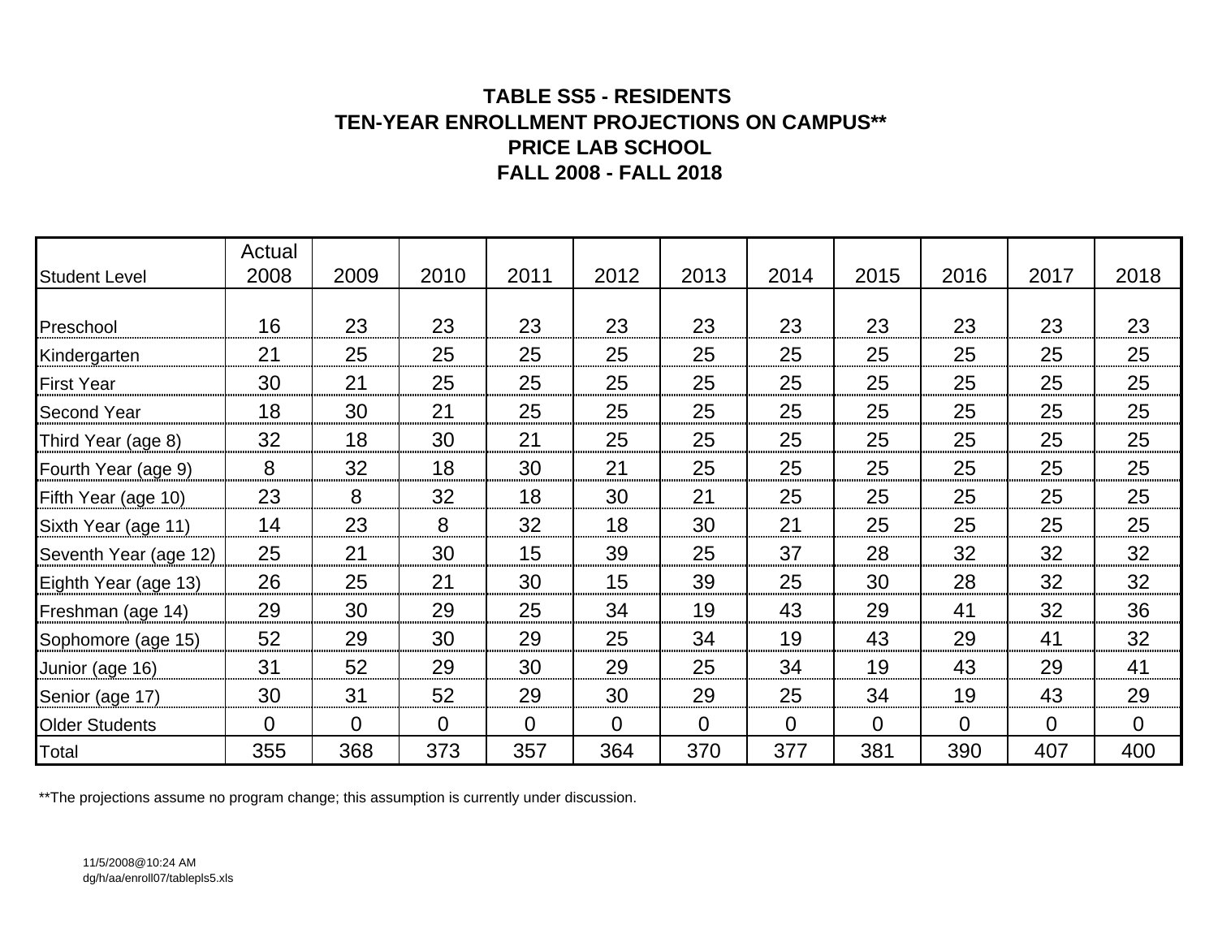**TABLE SS5 - RESIDENTS**
**TEN-YEAR ENROLLMENT PROJECTIONS ON CAMPUS****
**PRICE LAB SCHOOL**
**FALL 2008 - FALL 2018**

| Student Level | Actual 2008 | 2009 | 2010 | 2011 | 2012 | 2013 | 2014 | 2015 | 2016 | 2017 | 2018 |
|---|---|---|---|---|---|---|---|---|---|---|---|
| Preschool | 16 | 23 | 23 | 23 | 23 | 23 | 23 | 23 | 23 | 23 | 23 |
| Kindergarten | 21 | 25 | 25 | 25 | 25 | 25 | 25 | 25 | 25 | 25 | 25 |
| First Year | 30 | 21 | 25 | 25 | 25 | 25 | 25 | 25 | 25 | 25 | 25 |
| Second Year | 18 | 30 | 21 | 25 | 25 | 25 | 25 | 25 | 25 | 25 | 25 |
| Third Year (age 8) | 32 | 18 | 30 | 21 | 25 | 25 | 25 | 25 | 25 | 25 | 25 |
| Fourth Year (age 9) | 8 | 32 | 18 | 30 | 21 | 25 | 25 | 25 | 25 | 25 | 25 |
| Fifth Year (age 10) | 23 | 8 | 32 | 18 | 30 | 21 | 25 | 25 | 25 | 25 | 25 |
| Sixth Year (age 11) | 14 | 23 | 8 | 32 | 18 | 30 | 21 | 25 | 25 | 25 | 25 |
| Seventh Year (age 12) | 25 | 21 | 30 | 15 | 39 | 25 | 37 | 28 | 32 | 32 | 32 |
| Eighth Year (age 13) | 26 | 25 | 21 | 30 | 15 | 39 | 25 | 30 | 28 | 32 | 32 |
| Freshman (age 14) | 29 | 30 | 29 | 25 | 34 | 19 | 43 | 29 | 41 | 32 | 36 |
| Sophomore (age 15) | 52 | 29 | 30 | 29 | 25 | 34 | 19 | 43 | 29 | 41 | 32 |
| Junior (age 16) | 31 | 52 | 29 | 30 | 29 | 25 | 34 | 19 | 43 | 29 | 41 |
| Senior (age 17) | 30 | 31 | 52 | 29 | 30 | 29 | 25 | 34 | 19 | 43 | 29 |
| Older Students | 0 | 0 | 0 | 0 | 0 | 0 | 0 | 0 | 0 | 0 | 0 |
| Total | 355 | 368 | 373 | 357 | 364 | 370 | 377 | 381 | 390 | 407 | 400 |

**The projections assume no program change; this assumption is currently under discussion.

11/5/2008@10:24 AM
dg/h/aa/enroll07/tablepls5.xls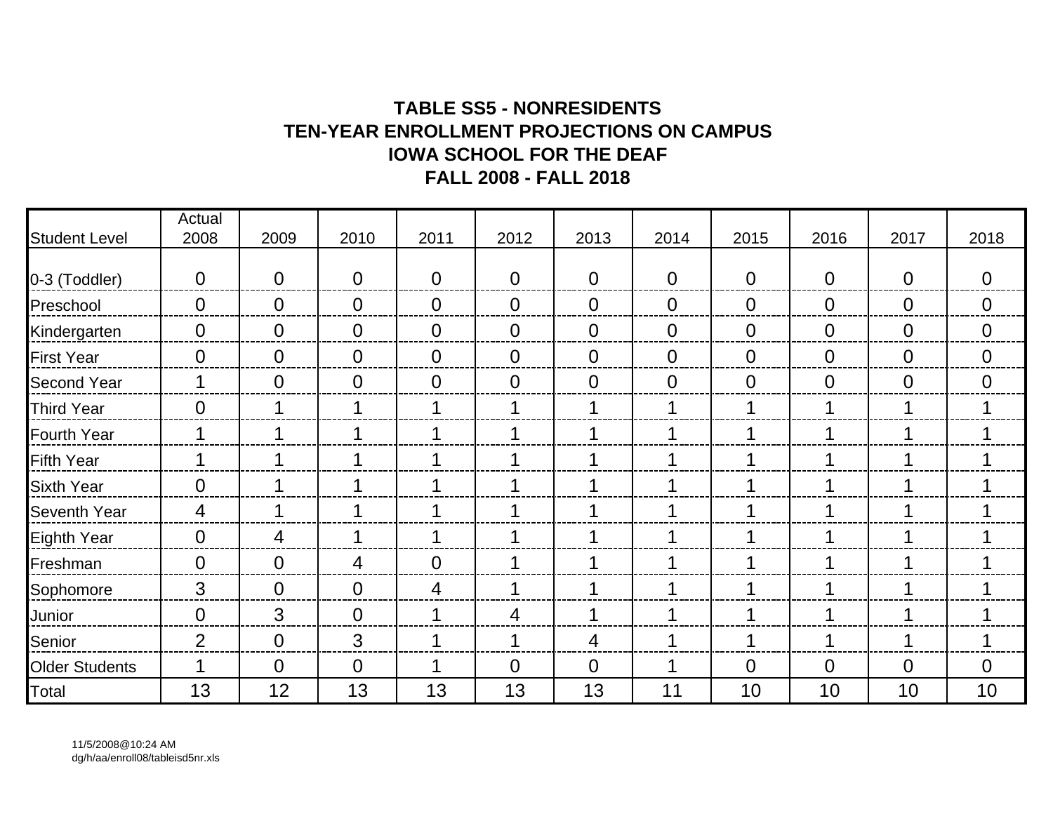# TABLE SS5 - NONRESIDENTS
## TEN-YEAR ENROLLMENT PROJECTIONS ON CAMPUS
## IOWA SCHOOL FOR THE DEAF
## FALL 2008 - FALL 2018

| Student Level | Actual 2008 | 2009 | 2010 | 2011 | 2012 | 2013 | 2014 | 2015 | 2016 | 2017 | 2018 |
|---|---|---|---|---|---|---|---|---|---|---|---|
| 0-3 (Toddler) | 0 | 0 | 0 | 0 | 0 | 0 | 0 | 0 | 0 | 0 | 0 |
| Preschool | 0 | 0 | 0 | 0 | 0 | 0 | 0 | 0 | 0 | 0 | 0 |
| Kindergarten | 0 | 0 | 0 | 0 | 0 | 0 | 0 | 0 | 0 | 0 | 0 |
| First Year | 0 | 0 | 0 | 0 | 0 | 0 | 0 | 0 | 0 | 0 | 0 |
| Second Year | 1 | 0 | 0 | 0 | 0 | 0 | 0 | 0 | 0 | 0 | 0 |
| Third Year | 0 | 1 | 1 | 1 | 1 | 1 | 1 | 1 | 1 | 1 | 1 |
| Fourth Year | 1 | 1 | 1 | 1 | 1 | 1 | 1 | 1 | 1 | 1 | 1 |
| Fifth Year | 1 | 1 | 1 | 1 | 1 | 1 | 1 | 1 | 1 | 1 | 1 |
| Sixth Year | 0 | 1 | 1 | 1 | 1 | 1 | 1 | 1 | 1 | 1 | 1 |
| Seventh Year | 4 | 1 | 1 | 1 | 1 | 1 | 1 | 1 | 1 | 1 | 1 |
| Eighth Year | 0 | 4 | 1 | 1 | 1 | 1 | 1 | 1 | 1 | 1 | 1 |
| Freshman | 0 | 0 | 4 | 0 | 1 | 1 | 1 | 1 | 1 | 1 | 1 |
| Sophomore | 3 | 0 | 0 | 4 | 1 | 1 | 1 | 1 | 1 | 1 | 1 |
| Junior | 0 | 3 | 0 | 1 | 4 | 1 | 1 | 1 | 1 | 1 | 1 |
| Senior | 2 | 0 | 3 | 1 | 1 | 4 | 1 | 1 | 1 | 1 | 1 |
| Older Students | 1 | 0 | 0 | 1 | 0 | 0 | 1 | 0 | 0 | 0 | 0 |
| Total | 13 | 12 | 13 | 13 | 13 | 13 | 11 | 10 | 10 | 10 | 10 |

11/5/2008@10:24 AM
dg/h/aa/enroll08/tableisd5nr.xls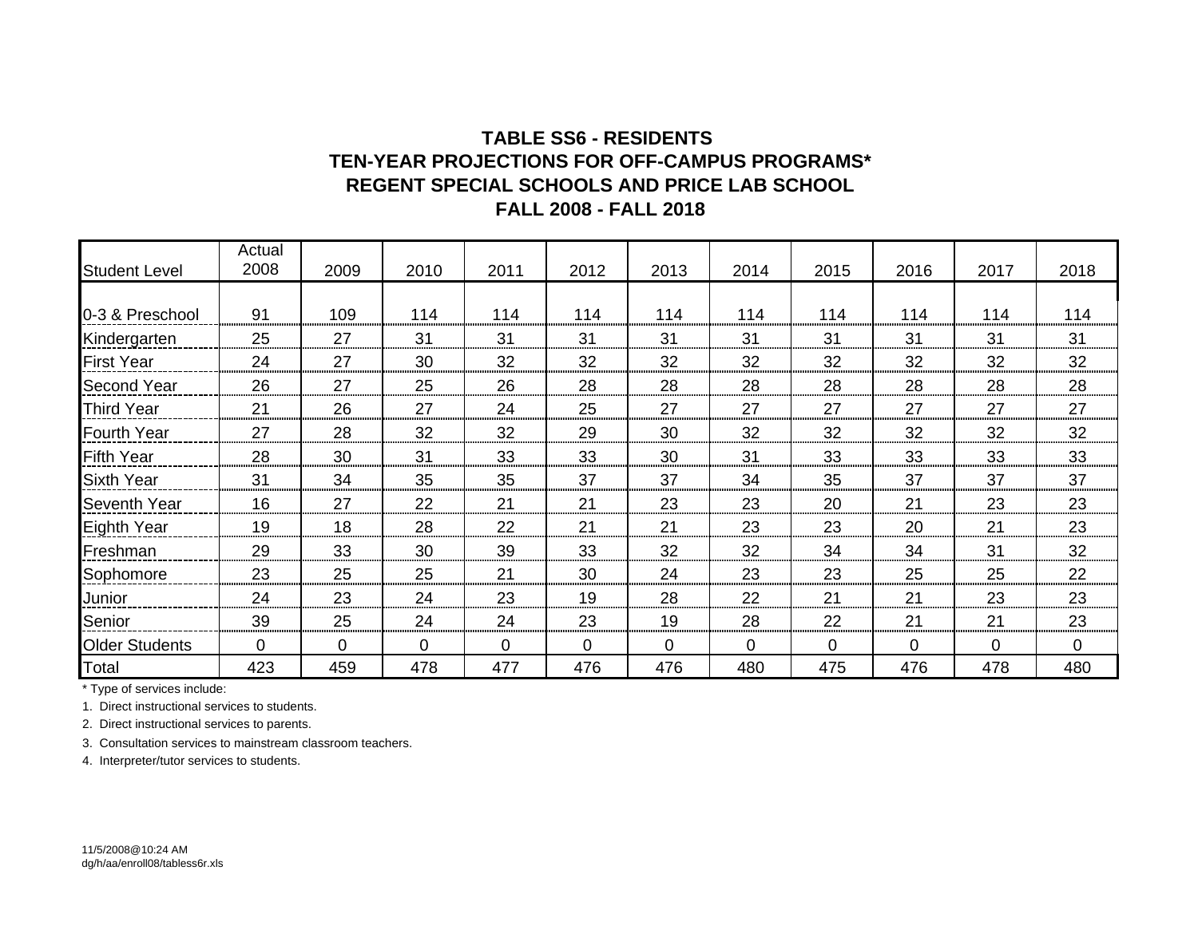# TABLE SS6 - RESIDENTS
## TEN-YEAR PROJECTIONS FOR OFF-CAMPUS PROGRAMS*
## REGENT SPECIAL SCHOOLS AND PRICE LAB SCHOOL
## FALL 2008 - FALL 2018

| Student Level | Actual 2008 | 2009 | 2010 | 2011 | 2012 | 2013 | 2014 | 2015 | 2016 | 2017 | 2018 |
|---|---|---|---|---|---|---|---|---|---|---|---|
| 0-3 & Preschool | 91 | 109 | 114 | 114 | 114 | 114 | 114 | 114 | 114 | 114 | 114 |
| Kindergarten | 25 | 27 | 31 | 31 | 31 | 31 | 31 | 31 | 31 | 31 | 31 |
| First Year | 24 | 27 | 30 | 32 | 32 | 32 | 32 | 32 | 32 | 32 | 32 |
| Second Year | 26 | 27 | 25 | 26 | 28 | 28 | 28 | 28 | 28 | 28 | 28 |
| Third Year | 21 | 26 | 27 | 24 | 25 | 27 | 27 | 27 | 27 | 27 | 27 |
| Fourth Year | 27 | 28 | 32 | 32 | 29 | 30 | 32 | 32 | 32 | 32 | 32 |
| Fifth Year | 28 | 30 | 31 | 33 | 33 | 30 | 31 | 33 | 33 | 33 | 33 |
| Sixth Year | 31 | 34 | 35 | 35 | 37 | 37 | 34 | 35 | 37 | 37 | 37 |
| Seventh Year | 16 | 27 | 22 | 21 | 21 | 23 | 23 | 20 | 21 | 23 | 23 |
| Eighth Year | 19 | 18 | 28 | 22 | 21 | 21 | 23 | 23 | 20 | 21 | 23 |
| Freshman | 29 | 33 | 30 | 39 | 33 | 32 | 32 | 34 | 34 | 31 | 32 |
| Sophomore | 23 | 25 | 25 | 21 | 30 | 24 | 23 | 23 | 25 | 25 | 22 |
| Junior | 24 | 23 | 24 | 23 | 19 | 28 | 22 | 21 | 21 | 23 | 23 |
| Senior | 39 | 25 | 24 | 24 | 23 | 19 | 28 | 22 | 21 | 21 | 23 |
| Older Students | 0 | 0 | 0 | 0 | 0 | 0 | 0 | 0 | 0 | 0 | 0 |
| Total | 423 | 459 | 478 | 477 | 476 | 476 | 480 | 475 | 476 | 478 | 480 |

* Type of services include:

1. Direct instructional services to students.
2. Direct instructional services to parents.
3. Consultation services to mainstream classroom teachers.
4. Interpreter/tutor services to students.

11/5/2008@10:24 AM
dg/h/aa/enroll08/tabless6r.xls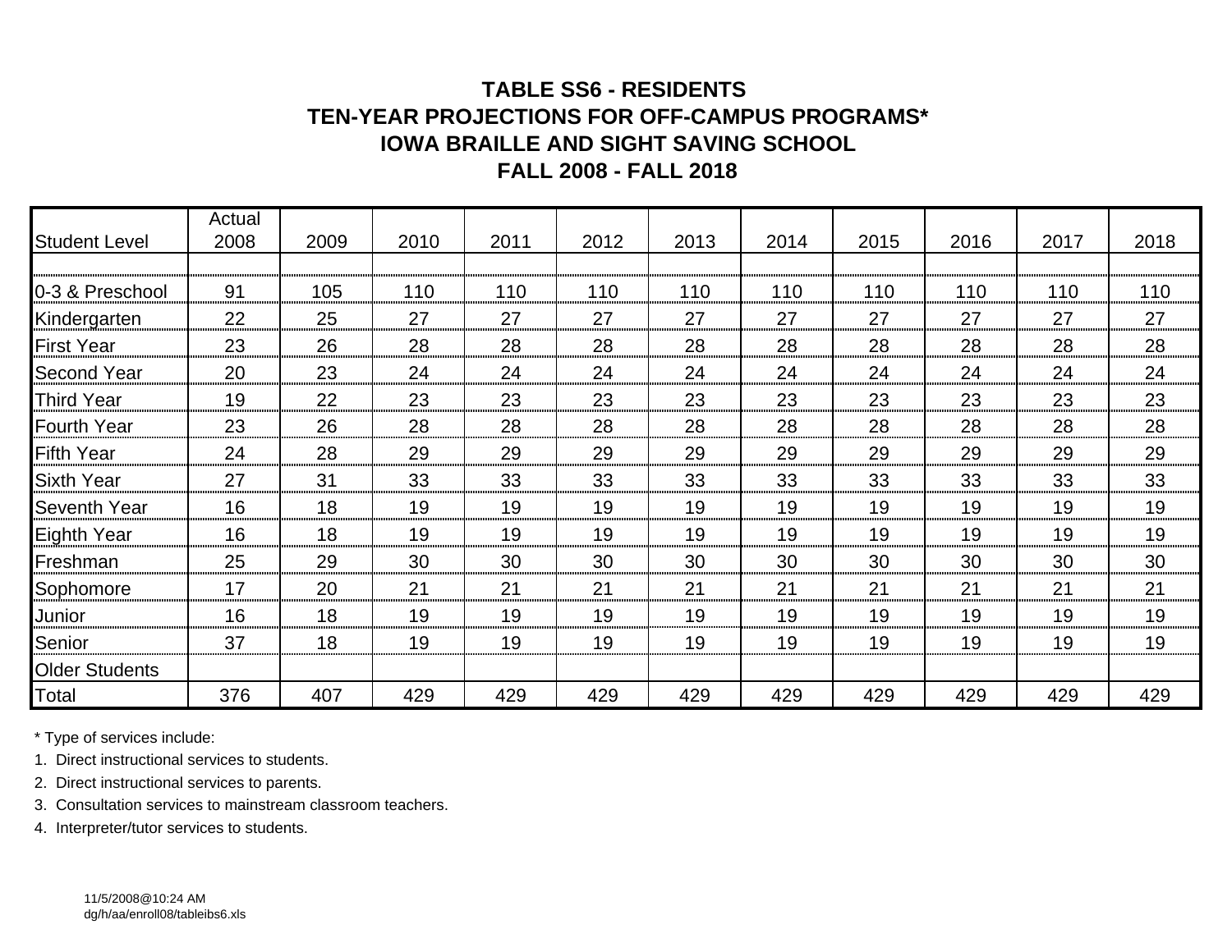# TABLE SS6 - RESIDENTS
## TEN-YEAR PROJECTIONS FOR OFF-CAMPUS PROGRAMS*
## IOWA BRAILLE AND SIGHT SAVING SCHOOL
## FALL 2008 - FALL 2018

| Student Level | Actual 2008 | 2009 | 2010 | 2011 | 2012 | 2013 | 2014 | 2015 | 2016 | 2017 | 2018 |
|---|---|---|---|---|---|---|---|---|---|---|---|
| 0-3 & Preschool | 91 | 105 | 110 | 110 | 110 | 110 | 110 | 110 | 110 | 110 | 110 |
| Kindergarten | 22 | 25 | 27 | 27 | 27 | 27 | 27 | 27 | 27 | 27 | 27 |
| First Year | 23 | 26 | 28 | 28 | 28 | 28 | 28 | 28 | 28 | 28 | 28 |
| Second Year | 20 | 23 | 24 | 24 | 24 | 24 | 24 | 24 | 24 | 24 | 24 |
| Third Year | 19 | 22 | 23 | 23 | 23 | 23 | 23 | 23 | 23 | 23 | 23 |
| Fourth Year | 23 | 26 | 28 | 28 | 28 | 28 | 28 | 28 | 28 | 28 | 28 |
| Fifth Year | 24 | 28 | 29 | 29 | 29 | 29 | 29 | 29 | 29 | 29 | 29 |
| Sixth Year | 27 | 31 | 33 | 33 | 33 | 33 | 33 | 33 | 33 | 33 | 33 |
| Seventh Year | 16 | 18 | 19 | 19 | 19 | 19 | 19 | 19 | 19 | 19 | 19 |
| Eighth Year | 16 | 18 | 19 | 19 | 19 | 19 | 19 | 19 | 19 | 19 | 19 |
| Freshman | 25 | 29 | 30 | 30 | 30 | 30 | 30 | 30 | 30 | 30 | 30 |
| Sophomore | 17 | 20 | 21 | 21 | 21 | 21 | 21 | 21 | 21 | 21 | 21 |
| Junior | 16 | 18 | 19 | 19 | 19 | 19 | 19 | 19 | 19 | 19 | 19 |
| Senior | 37 | 18 | 19 | 19 | 19 | 19 | 19 | 19 | 19 | 19 | 19 |
| Older Students | | | | | | | | | | | |
| Total | 376 | 407 | 429 | 429 | 429 | 429 | 429 | 429 | 429 | 429 | 429 |

\* Type of services include:

1. Direct instructional services to students.
2. Direct instructional services to parents.
3. Consultation services to mainstream classroom teachers.
4. Interpreter/tutor services to students.

11/5/2008@10:24 AM
dg/h/aa/enroll08/tableibs6.xls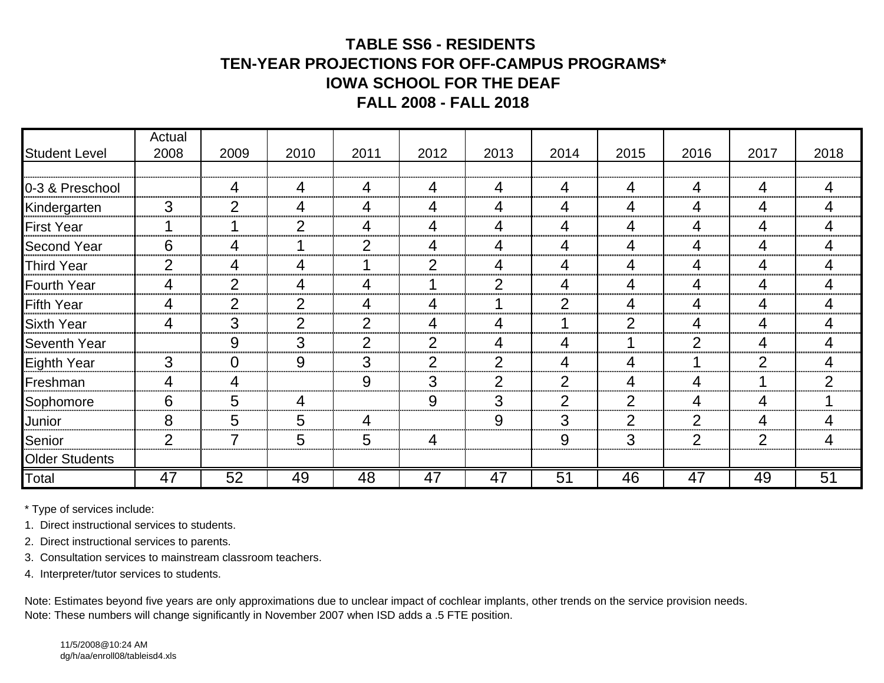# TABLE SS6 - RESIDENTS
# TEN-YEAR PROJECTIONS FOR OFF-CAMPUS PROGRAMS*
# IOWA SCHOOL FOR THE DEAF
# FALL 2008 - FALL 2018

| Student Level | Actual 2008 | 2009 | 2010 | 2011 | 2012 | 2013 | 2014 | 2015 | 2016 | 2017 | 2018 |
|---|---|---|---|---|---|---|---|---|---|---|---|
| 0-3 & Preschool | | 4 | 4 | 4 | 4 | 4 | 4 | 4 | 4 | 4 | 4 |
| Kindergarten | 3 | 2 | 4 | 4 | 4 | 4 | 4 | 4 | 4 | 4 | 4 |
| First Year | 1 | 1 | 2 | 4 | 4 | 4 | 4 | 4 | 4 | 4 | 4 |
| Second Year | 6 | 4 | 1 | 2 | 4 | 4 | 4 | 4 | 4 | 4 | 4 |
| Third Year | 2 | 4 | 4 | 1 | 2 | 4 | 4 | 4 | 4 | 4 | 4 |
| Fourth Year | 4 | 2 | 4 | 4 | 1 | 2 | 4 | 4 | 4 | 4 | 4 |
| Fifth Year | 4 | 2 | 2 | 4 | 4 | 1 | 2 | 4 | 4 | 4 | 4 |
| Sixth Year | 4 | 3 | 2 | 2 | 4 | 4 | 1 | 2 | 4 | 4 | 4 |
| Seventh Year | | 9 | 3 | 2 | 2 | 4 | 4 | 1 | 2 | 4 | 4 |
| Eighth Year | 3 | 0 | 9 | 3 | 2 | 2 | 4 | 4 | 1 | 2 | 4 |
| Freshman | 4 | 4 | | 9 | 3 | 2 | 2 | 4 | 4 | 1 | 2 |
| Sophomore | 6 | 5 | 4 | | 9 | 3 | 2 | 2 | 4 | 4 | 1 |
| Junior | 8 | 5 | 5 | 4 | | 9 | 3 | 2 | 2 | 4 | 4 |
| Senior | 2 | 7 | 5 | 5 | 4 | | 9 | 3 | 2 | 2 | 4 |
| Older Students | | | | | | | | | | | |
| Total | 47 | 52 | 49 | 48 | 47 | 47 | 51 | 46 | 47 | 49 | 51 |

\* Type of services include:

1. Direct instructional services to students.
2. Direct instructional services to parents.
3. Consultation services to mainstream classroom teachers.
4. Interpreter/tutor services to students.

Note: Estimates beyond five years are only approximations due to unclear impact of cochlear implants, other trends on the service provision needs.
Note: These numbers will change significantly in November 2007 when ISD adds a .5 FTE position.

11/5/2008@10:24 AM
dg/h/aa/enroll08/tableisd4.xls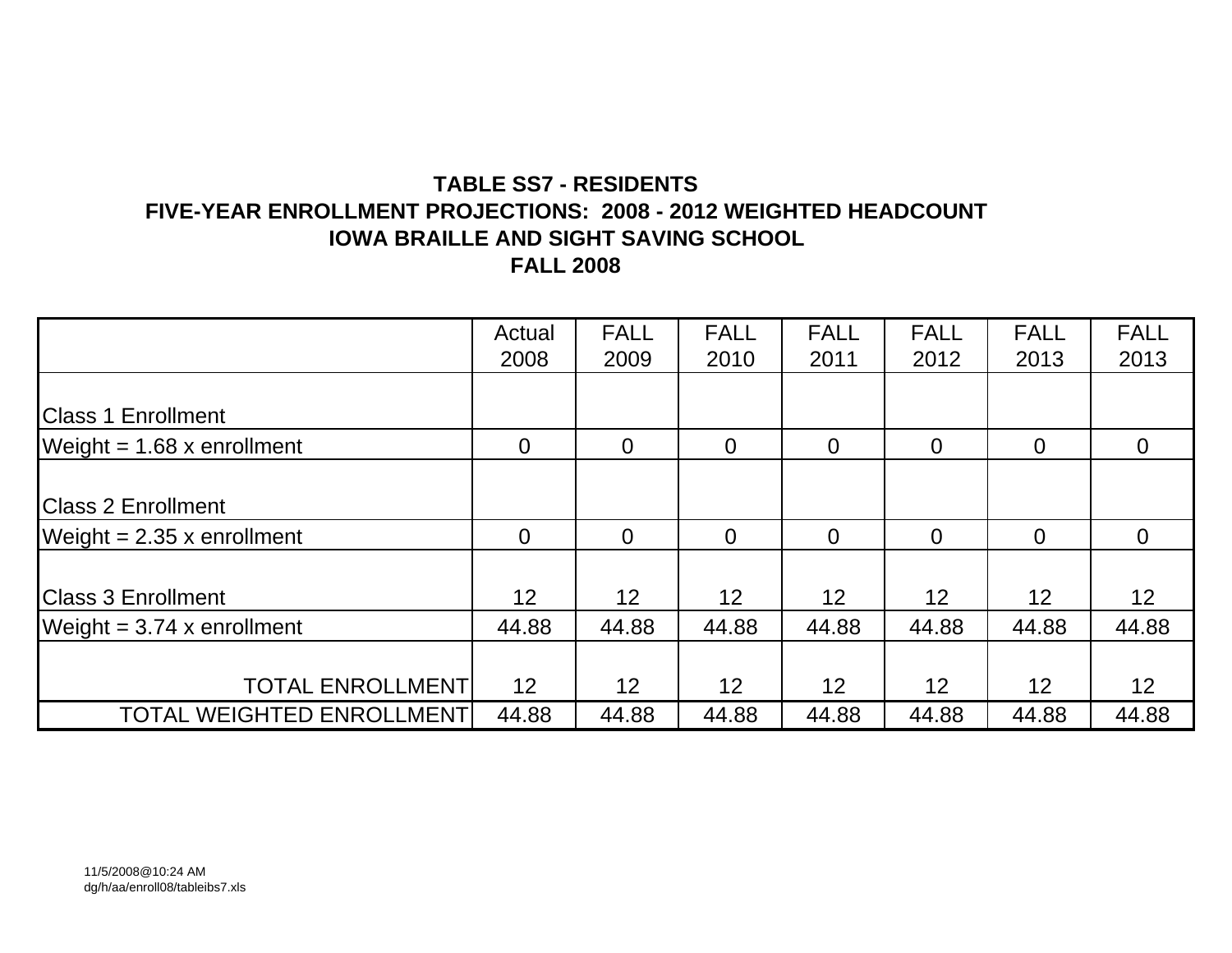**TABLE SS7 - RESIDENTS**
**FIVE-YEAR ENROLLMENT PROJECTIONS: 2008 - 2012 WEIGHTED HEADCOUNT**
**IOWA BRAILLE AND SIGHT SAVING SCHOOL**
**FALL 2008**

| | Actual 2008 | FALL 2009 | FALL 2010 | FALL 2011 | FALL 2012 | FALL 2013 | FALL 2013 |
|---|---|---|---|---|---|---|---|
| Class 1 Enrollment | | | | | | | |
| Weight = 1.68 x enrollment | 0 | 0 | 0 | 0 | 0 | 0 | 0 |
| Class 2 Enrollment | | | | | | | |
| Weight = 2.35 x enrollment | 0 | 0 | 0 | 0 | 0 | 0 | 0 |
| Class 3 Enrollment | 12 | 12 | 12 | 12 | 12 | 12 | 12 |
| Weight = 3.74 x enrollment | 44.88 | 44.88 | 44.88 | 44.88 | 44.88 | 44.88 | 44.88 |
| TOTAL ENROLLMENT | 12 | 12 | 12 | 12 | 12 | 12 | 12 |
| TOTAL WEIGHTED ENROLLMENT | 44.88 | 44.88 | 44.88 | 44.88 | 44.88 | 44.88 | 44.88 |

11/5/2008@10:24 AM
dg/h/aa/enroll08/tableibs7.xls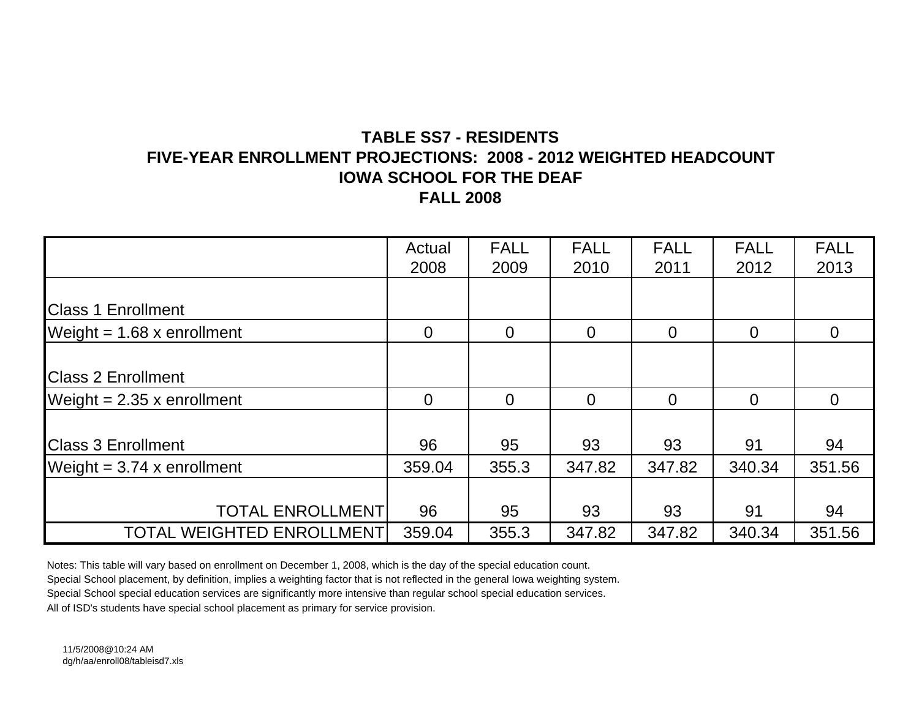**TABLE SS7 - RESIDENTS**
**FIVE-YEAR ENROLLMENT PROJECTIONS: 2008 - 2012 WEIGHTED HEADCOUNT**
**IOWA SCHOOL FOR THE DEAF**
**FALL 2008**

| | Actual 2008 | FALL 2009 | FALL 2010 | FALL 2011 | FALL 2012 | FALL 2013 |
|---|---|---|---|---|---|---|
| Class 1 Enrollment | | | | | | |
| Weight = 1.68 x enrollment | 0 | 0 | 0 | 0 | 0 | 0 |
| Class 2 Enrollment | | | | | | |
| Weight = 2.35 x enrollment | 0 | 0 | 0 | 0 | 0 | 0 |
| Class 3 Enrollment | 96 | 95 | 93 | 93 | 91 | 94 |
| Weight = 3.74 x enrollment | 359.04 | 355.3 | 347.82 | 347.82 | 340.34 | 351.56 |
| TOTAL ENROLLMENT | 96 | 95 | 93 | 93 | 91 | 94 |
| TOTAL WEIGHTED ENROLLMENT | 359.04 | 355.3 | 347.82 | 347.82 | 340.34 | 351.56 |

Notes: This table will vary based on enrollment on December 1, 2008, which is the day of the special education count.
Special School placement, by definition, implies a weighting factor that is not reflected in the general Iowa weighting system.
Special School special education services are significantly more intensive than regular school special education services.
All of ISD's students have special school placement as primary for service provision.

11/5/2008@10:24 AM
dg/h/aa/enroll08/tableisd7.xls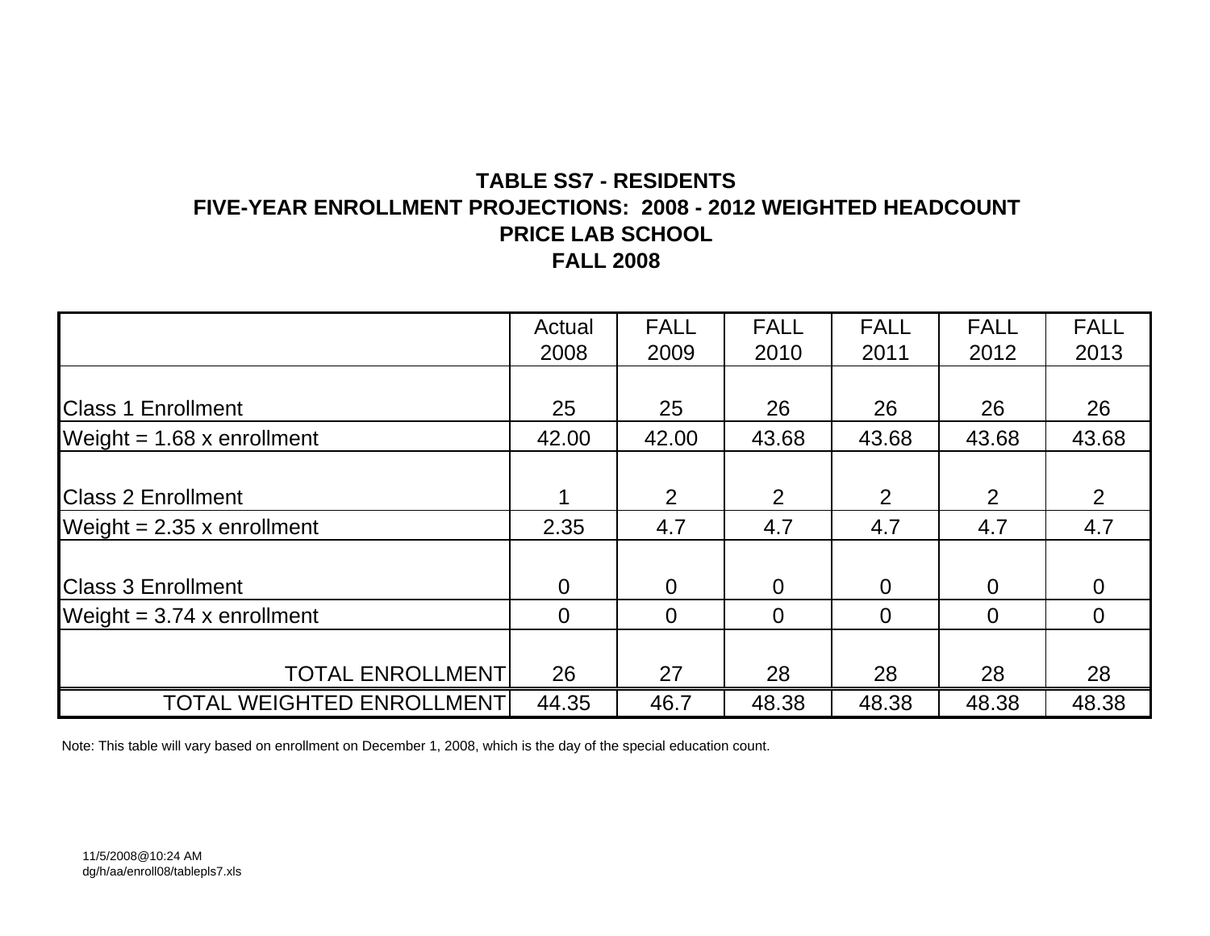**TABLE SS7 - RESIDENTS**
**FIVE-YEAR ENROLLMENT PROJECTIONS: 2008 - 2012 WEIGHTED HEADCOUNT**
**PRICE LAB SCHOOL**
**FALL 2008**

| | Actual 2008 | FALL 2009 | FALL 2010 | FALL 2011 | FALL 2012 | FALL 2013 |
|---|---|---|---|---|---|---|
| Class 1 Enrollment | 25 | 25 | 26 | 26 | 26 | 26 |
| Weight = 1.68 x enrollment | 42.00 | 42.00 | 43.68 | 43.68 | 43.68 | 43.68 |
| Class 2 Enrollment | 1 | 2 | 2 | 2 | 2 | 2 |
| Weight = 2.35 x enrollment | 2.35 | 4.7 | 4.7 | 4.7 | 4.7 | 4.7 |
| Class 3 Enrollment | 0 | 0 | 0 | 0 | 0 | 0 |
| Weight = 3.74 x enrollment | 0 | 0 | 0 | 0 | 0 | 0 |
| TOTAL ENROLLMENT | 26 | 27 | 28 | 28 | 28 | 28 |
| TOTAL WEIGHTED ENROLLMENT | 44.35 | 46.7 | 48.38 | 48.38 | 48.38 | 48.38 |

Note: This table will vary based on enrollment on December 1, 2008, which is the day of the special education count.

11/5/2008@10:24 AM
dg/h/aa/enroll08/tablepls7.xls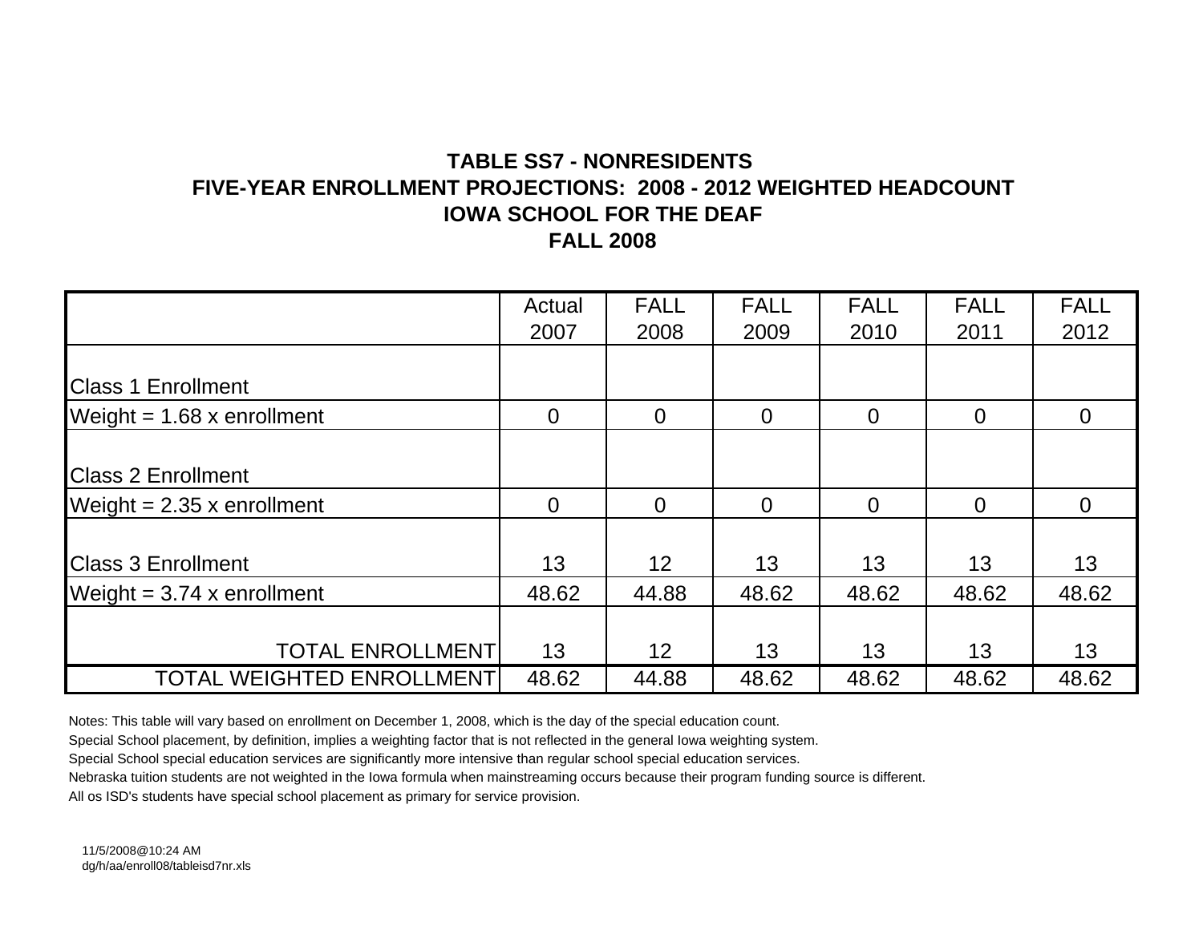# TABLE SS7 - NONRESIDENTS
## FIVE-YEAR ENROLLMENT PROJECTIONS: 2008 - 2012 WEIGHTED HEADCOUNT
## IOWA SCHOOL FOR THE DEAF
## FALL 2008

| | Actual 2007 | FALL 2008 | FALL 2009 | FALL 2010 | FALL 2011 | FALL 2012 |
|---|---|---|---|---|---|---|
| Class 1 Enrollment | | | | | | |
| Weight = 1.68 x enrollment | 0 | 0 | 0 | 0 | 0 | 0 |
| Class 2 Enrollment | | | | | | |
| Weight = 2.35 x enrollment | 0 | 0 | 0 | 0 | 0 | 0 |
| Class 3 Enrollment | 13 | 12 | 13 | 13 | 13 | 13 |
| Weight = 3.74 x enrollment | 48.62 | 44.88 | 48.62 | 48.62 | 48.62 | 48.62 |
| TOTAL ENROLLMENT | 13 | 12 | 13 | 13 | 13 | 13 |
| TOTAL WEIGHTED ENROLLMENT | 48.62 | 44.88 | 48.62 | 48.62 | 48.62 | 48.62 |

Notes: This table will vary based on enrollment on December 1, 2008, which is the day of the special education count.

Special School placement, by definition, implies a weighting factor that is not reflected in the general Iowa weighting system.

Special School special education services are significantly more intensive than regular school special education services.

Nebraska tuition students are not weighted in the Iowa formula when mainstreaming occurs because their program funding source is different.

All os ISD's students have special school placement as primary for service provision.

11/5/2008@10:24 AM
dg/h/aa/enroll08/tableisd7nr.xls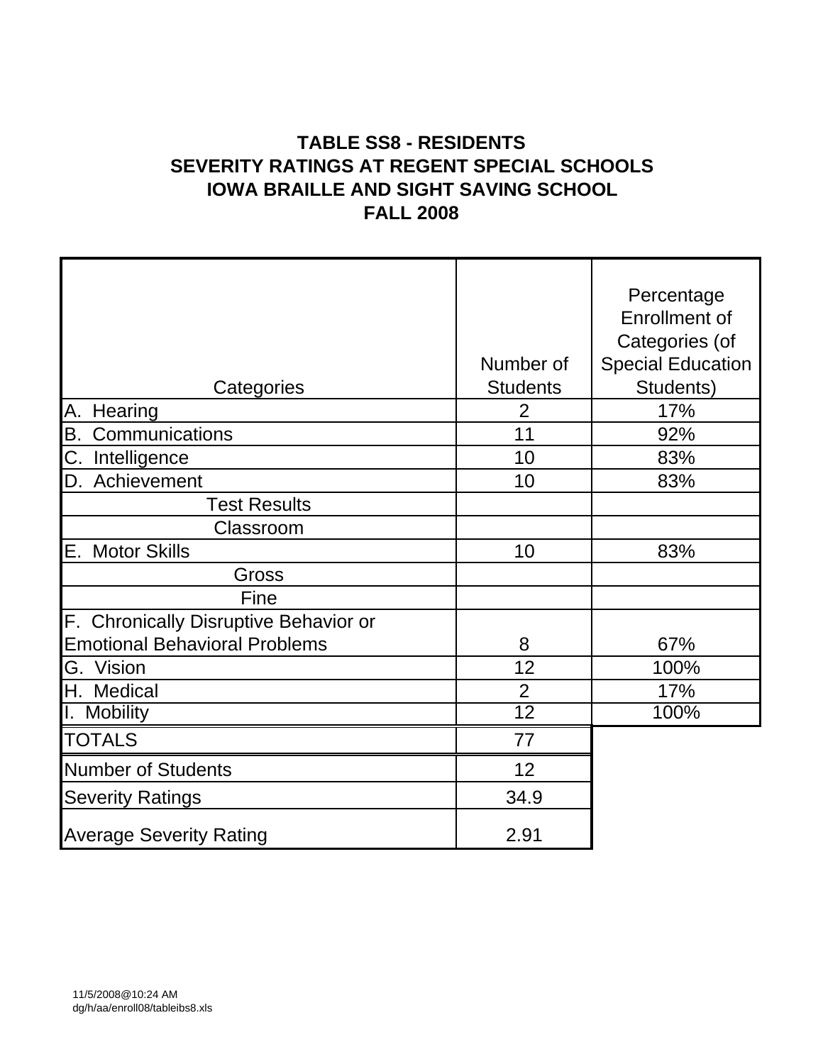**TABLE SS8 - RESIDENTS**
**SEVERITY RATINGS AT REGENT SPECIAL SCHOOLS**
**IOWA BRAILLE AND SIGHT SAVING SCHOOL**
**FALL 2008**

| Categories | Number of Students | Percentage Enrollment of Categories (of Special Education Students) |
|---|---|---|
| A. Hearing | 2 | 17% |
| B. Communications | 11 | 92% |
| C. Intelligence | 10 | 83% |
| D. Achievement | 10 | 83% |
| Test Results | | |
| Classroom | | |
| E. Motor Skills | 10 | 83% |
| Gross | | |
| Fine | | |
| F. Chronically Disruptive Behavior or Emotional Behavioral Problems | 8 | 67% |
| G. Vision | 12 | 100% |
| H. Medical | 2 | 17% |
| I. Mobility | 12 | 100% |
| TOTALS | 77 | |
| Number of Students | 12 | |
| Severity Ratings | 34.9 | |
| Average Severity Rating | 2.91 | |

11/5/2008@10:24 AM
dg/h/aa/enroll08/tableibs8.xls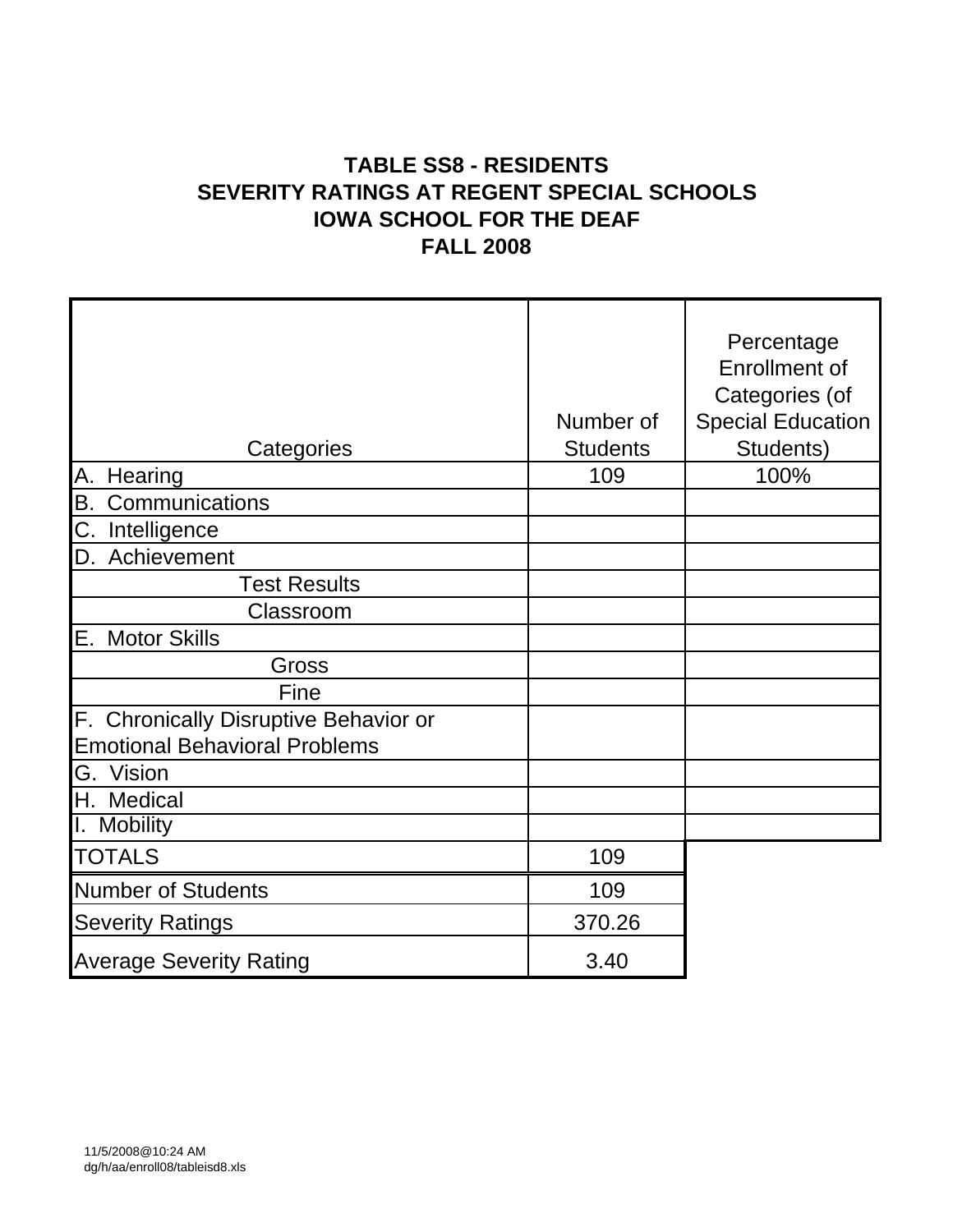# TABLE SS8 - RESIDENTS
# SEVERITY RATINGS AT REGENT SPECIAL SCHOOLS
# IOWA SCHOOL FOR THE DEAF
# FALL 2008

| Categories | Number of Students | Percentage Enrollment of Categories (of Special Education Students) |
|---|---|---|
| A. Hearing | 109 | 100% |
| B. Communications | | |
| C. Intelligence | | |
| D. Achievement | | |
| Test Results | | |
| Classroom | | |
| E. Motor Skills | | |
| Gross | | |
| Fine | | |
| F. Chronically Disruptive Behavior or Emotional Behavioral Problems | | |
| G. Vision | | |
| H. Medical | | |
| I. Mobility | | |
| TOTALS | 109 | |
| Number of Students | 109 | |
| Severity Ratings | 370.26 | |
| Average Severity Rating | 3.40 | |

11/5/2008@10:24 AM
dg/h/aa/enroll08/tableisd8.xls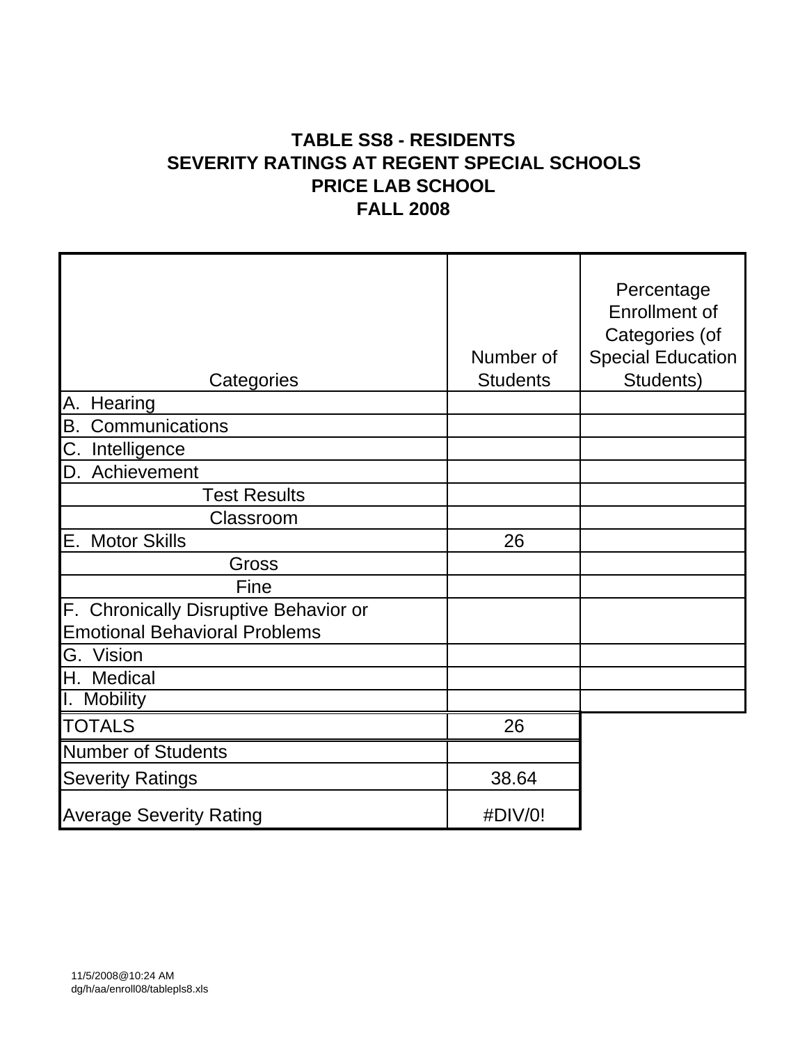# TABLE SS8 - RESIDENTS
# SEVERITY RATINGS AT REGENT SPECIAL SCHOOLS
# PRICE LAB SCHOOL
# FALL 2008

| Categories | Number of Students | Percentage Enrollment of Categories (of Special Education Students) |
|---|---|---|
| A. Hearing | | |
| B. Communications | | |
| C. Intelligence | | |
| D. Achievement | | |
| Test Results | | |
| Classroom | | |
| E. Motor Skills | 26 | |
| Gross | | |
| Fine | | |
| F. Chronically Disruptive Behavior or Emotional Behavioral Problems | | |
| G. Vision | | |
| H. Medical | | |
| I. Mobility | | |
| TOTALS | 26 | |
| Number of Students | | |
| Severity Ratings | 38.64 | |
| Average Severity Rating | #DIV/0! | |

11/5/2008@10:24 AM
dg/h/aa/enroll08/tablepls8.xls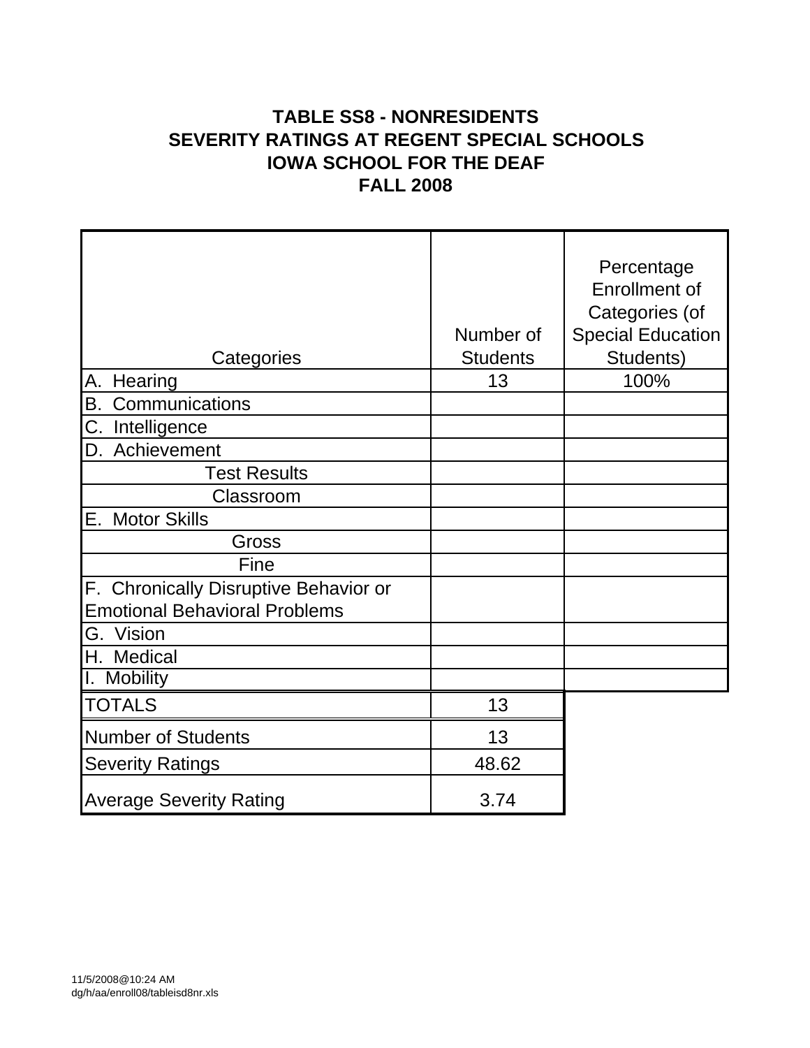# TABLE SS8 - NONRESIDENTS
# SEVERITY RATINGS AT REGENT SPECIAL SCHOOLS
# IOWA SCHOOL FOR THE DEAF
# FALL 2008

| Categories | Number of Students | Percentage Enrollment of Categories (of Special Education Students) |
|---|---|---|
| A. Hearing | 13 | 100% |
| B. Communications | | |
| C. Intelligence | | |
| D. Achievement | | |
| Test Results | | |
| Classroom | | |
| E. Motor Skills | | |
| Gross | | |
| Fine | | |
| F. Chronically Disruptive Behavior or Emotional Behavioral Problems | | |
| G. Vision | | |
| H. Medical | | |
| I. Mobility | | |
| TOTALS | 13 | |
| Number of Students | 13 | |
| Severity Ratings | 48.62 | |
| Average Severity Rating | 3.74 | |

11/5/2008@10:24 AM
dg/h/aa/enroll08/tableisd8nr.xls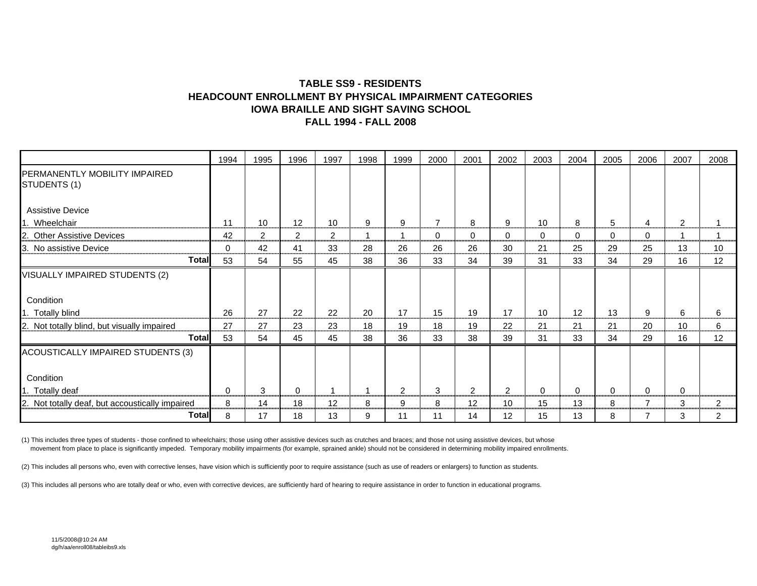# TABLE SS9 - RESIDENTS
# HEADCOUNT ENROLLMENT BY PHYSICAL IMPAIRMENT CATEGORIES
# IOWA BRAILLE AND SIGHT SAVING SCHOOL
# FALL 1994 - FALL 2008

| | 1994 | 1995 | 1996 | 1997 | 1998 | 1999 | 2000 | 2001 | 2002 | 2003 | 2004 | 2005 | 2006 | 2007 | 2008 |
|---|---|---|---|---|---|---|---|---|---|---|---|---|---|---|---|
| PERMANENTLY MOBILITY IMPAIRED STUDENTS (1) | | | | | | | | | | | | | | | |
| Assistive Device | | | | | | | | | | | | | | | |
| 1. Wheelchair | 11 | 10 | 12 | 10 | 9 | 9 | 7 | 8 | 9 | 10 | 8 | 5 | 4 | 2 | 1 |
| 2. Other Assistive Devices | 42 | 2 | 2 | 2 | 1 | 1 | 0 | 0 | 0 | 0 | 0 | 0 | 0 | 1 | 1 |
| 3. No assistive Device | 0 | 42 | 41 | 33 | 28 | 26 | 26 | 26 | 30 | 21 | 25 | 29 | 25 | 13 | 10 |
| **Total** | 53 | 54 | 55 | 45 | 38 | 36 | 33 | 34 | 39 | 31 | 33 | 34 | 29 | 16 | 12 |
| VISUALLY IMPAIRED STUDENTS (2) | | | | | | | | | | | | | | | |
| Condition | | | | | | | | | | | | | | | |
| 1. Totally blind | 26 | 27 | 22 | 22 | 20 | 17 | 15 | 19 | 17 | 10 | 12 | 13 | 9 | 6 | 6 |
| 2. Not totally blind, but visually impaired | 27 | 27 | 23 | 23 | 18 | 19 | 18 | 19 | 22 | 21 | 21 | 21 | 20 | 10 | 6 |
| **Total** | 53 | 54 | 45 | 45 | 38 | 36 | 33 | 38 | 39 | 31 | 33 | 34 | 29 | 16 | 12 |
| ACOUSTICALLY IMPAIRED STUDENTS (3) | | | | | | | | | | | | | | | |
| Condition | | | | | | | | | | | | | | | |
| 1. Totally deaf | 0 | 3 | 0 | 1 | 1 | 2 | 3 | 2 | 2 | 0 | 0 | 0 | 0 | 0 | |
| 2. Not totally deaf, but accoustically impaired | 8 | 14 | 18 | 12 | 8 | 9 | 8 | 12 | 10 | 15 | 13 | 8 | 7 | 3 | 2 |
| **Total** | 8 | 17 | 18 | 13 | 9 | 11 | 11 | 14 | 12 | 15 | 13 | 8 | 7 | 3 | 2 |

(1) This includes three types of students - those confined to wheelchairs; those using other assistive devices such as crutches and braces; and those not using assistive devices, but whose movement from place to place is significantly impeded. Temporary mobility impairments (for example, sprained ankle) should not be considered in determining mobility impaired enrollments.

(2) This includes all persons who, even with corrective lenses, have vision which is sufficiently poor to require assistance (such as use of readers or enlargers) to function as students.

(3) This includes all persons who are totally deaf or who, even with corrective devices, are sufficiently hard of hearing to require assistance in order to function in educational programs.

11/5/2008@10:24 AM
dg/h/aa/enroll08/tableibs9.xls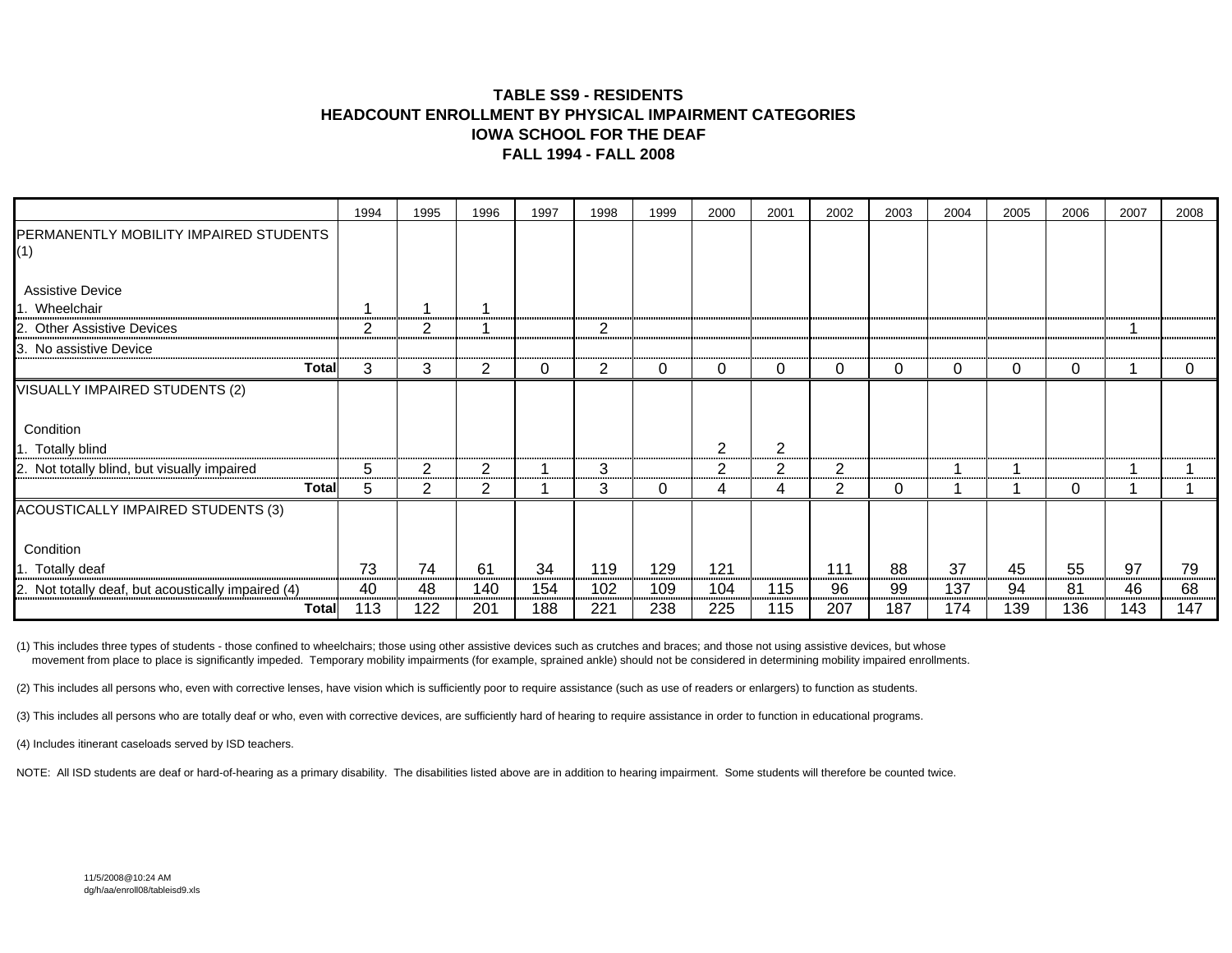# TABLE SS9 - RESIDENTS
# HEADCOUNT ENROLLMENT BY PHYSICAL IMPAIRMENT CATEGORIES
# IOWA SCHOOL FOR THE DEAF
# FALL 1994 - FALL 2008

| | 1994 | 1995 | 1996 | 1997 | 1998 | 1999 | 2000 | 2001 | 2002 | 2003 | 2004 | 2005 | 2006 | 2007 | 2008 |
|---|---|---|---|---|---|---|---|---|---|---|---|---|---|---|---|
| PERMANENTLY MOBILITY IMPAIRED STUDENTS (1) | | | | | | | | | | | | | | | |
| Assistive Device | | | | | | | | | | | | | | | |
| 1. Wheelchair | 1 | 1 | 1 | | | | | | | | | | | | |
| 2. Other Assistive Devices | 2 | 2 | 1 | | 2 | | | | | | | | | 1 | |
| 3. No assistive Device | | | | | | | | | | | | | | | |
| **Total** | 3 | 3 | 2 | 0 | 2 | 0 | 0 | 0 | 0 | 0 | 0 | 0 | 0 | 1 | 0 |
| VISUALLY IMPAIRED STUDENTS (2) | | | | | | | | | | | | | | | |
| Condition | | | | | | | | | | | | | | | |
| 1. Totally blind | | | | | | | 2 | 2 | | | | | | | |
| 2. Not totally blind, but visually impaired | 5 | 2 | 2 | 1 | 3 | | 2 | 2 | 2 | | 1 | 1 | | 1 | 1 |
| **Total** | 5 | 2 | 2 | 1 | 3 | 0 | 4 | 4 | 2 | 0 | 1 | 1 | 0 | 1 | 1 |
| ACOUSTICALLY IMPAIRED STUDENTS (3) | | | | | | | | | | | | | | | |
| Condition | | | | | | | | | | | | | | | |
| 1. Totally deaf | 73 | 74 | 61 | 34 | 119 | 129 | 121 | | 111 | 88 | 37 | 45 | 55 | 97 | 79 |
| 2. Not totally deaf, but acoustically impaired (4) | 40 | 48 | 140 | 154 | 102 | 109 | 104 | 115 | 96 | 99 | 137 | 94 | 81 | 46 | 68 |
| **Total** | 113 | 122 | 201 | 188 | 221 | 238 | 225 | 115 | 207 | 187 | 174 | 139 | 136 | 143 | 147 |

(1) This includes three types of students - those confined to wheelchairs; those using other assistive devices such as crutches and braces; and those not using assistive devices, but whose movement from place to place is significantly impeded. Temporary mobility impairments (for example, sprained ankle) should not be considered in determining mobility impaired enrollments.

(2) This includes all persons who, even with corrective lenses, have vision which is sufficiently poor to require assistance (such as use of readers or enlargers) to function as students.

(3) This includes all persons who are totally deaf or who, even with corrective devices, are sufficiently hard of hearing to require assistance in order to function in educational programs.

(4) Includes itinerant caseloads served by ISD teachers.

NOTE: All ISD students are deaf or hard-of-hearing as a primary disability. The disabilities listed above are in addition to hearing impairment. Some students will therefore be counted twice.

11/5/2008@10:24 AM
dg/h/aa/enroll08/tableisd9.xls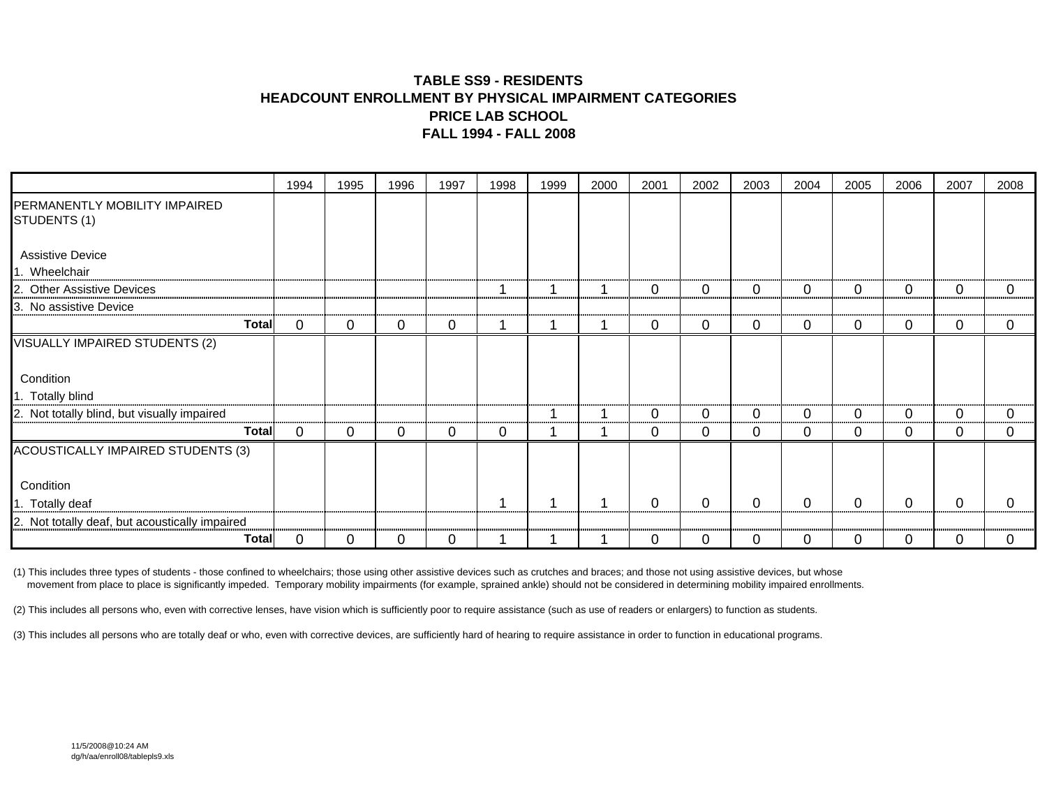# TABLE SS9 - RESIDENTS
## HEADCOUNT ENROLLMENT BY PHYSICAL IMPAIRMENT CATEGORIES
## PRICE LAB SCHOOL
## FALL 1994 - FALL 2008

| | 1994 | 1995 | 1996 | 1997 | 1998 | 1999 | 2000 | 2001 | 2002 | 2003 | 2004 | 2005 | 2006 | 2007 | 2008 |
|---|---|---|---|---|---|---|---|---|---|---|---|---|---|---|---|
| PERMANENTLY MOBILITY IMPAIRED STUDENTS (1) | | | | | | | | | | | | | | | |
| Assistive Device | | | | | | | | | | | | | | | |
| 1. Wheelchair | | | | | | | | | | | | | | | |
| 2. Other Assistive Devices | | | | | 1 | 1 | 1 | 0 | 0 | 0 | 0 | 0 | 0 | 0 | 0 |
| 3. No assistive Device | | | | | | | | | | | | | | | |
| **Total** | 0 | 0 | 0 | 0 | 1 | 1 | 1 | 0 | 0 | 0 | 0 | 0 | 0 | 0 | 0 |
| VISUALLY IMPAIRED STUDENTS (2) | | | | | | | | | | | | | | | |
| Condition | | | | | | | | | | | | | | | |
| 1. Totally blind | | | | | | | | | | | | | | | |
| 2. Not totally blind, but visually impaired | | | | | | 1 | 1 | 0 | 0 | 0 | 0 | 0 | 0 | 0 | 0 |
| **Total** | 0 | 0 | 0 | 0 | 0 | 1 | 1 | 0 | 0 | 0 | 0 | 0 | 0 | 0 | 0 |
| ACOUSTICALLY IMPAIRED STUDENTS (3) | | | | | | | | | | | | | | | |
| Condition | | | | | | | | | | | | | | | |
| 1. Totally deaf | | | | | 1 | 1 | 1 | 0 | 0 | 0 | 0 | 0 | 0 | 0 | 0 |
| 2. Not totally deaf, but acoustically impaired | | | | | | | | | | | | | | | |
| **Total** | 0 | 0 | 0 | 0 | 1 | 1 | 1 | 0 | 0 | 0 | 0 | 0 | 0 | 0 | 0 |

(1) This includes three types of students - those confined to wheelchairs; those using other assistive devices such as crutches and braces; and those not using assistive devices, but whose movement from place to place is significantly impeded. Temporary mobility impairments (for example, sprained ankle) should not be considered in determining mobility impaired enrollments.

(2) This includes all persons who, even with corrective lenses, have vision which is sufficiently poor to require assistance (such as use of readers or enlargers) to function as students.

(3) This includes all persons who are totally deaf or who, even with corrective devices, are sufficiently hard of hearing to require assistance in order to function in educational programs.

11/5/2008@10:24 AM
dg/h/aa/enroll08/tablepls9.xls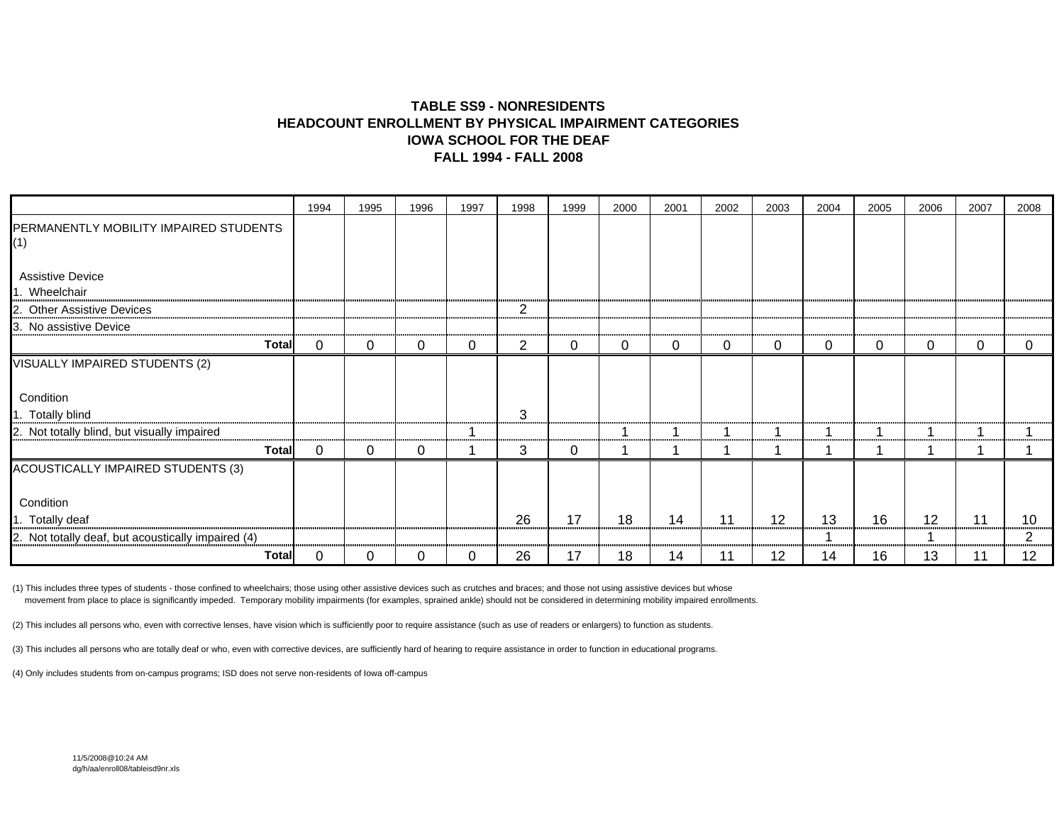# TABLE SS9 - NONRESIDENTS
# HEADCOUNT ENROLLMENT BY PHYSICAL IMPAIRMENT CATEGORIES
# IOWA SCHOOL FOR THE DEAF
# FALL 1994 - FALL 2008

| | 1994 | 1995 | 1996 | 1997 | 1998 | 1999 | 2000 | 2001 | 2002 | 2003 | 2004 | 2005 | 2006 | 2007 | 2008 |
|---|---|---|---|---|---|---|---|---|---|---|---|---|---|---|---|
| PERMANENTLY MOBILITY IMPAIRED STUDENTS (1) | | | | | | | | | | | | | | | |
| Assistive Device | | | | | | | | | | | | | | | |
| 1. Wheelchair | | | | | | | | | | | | | | | |
| 2. Other Assistive Devices | | | | | 2 | | | | | | | | | | |
| 3. No assistive Device | | | | | | | | | | | | | | | |
| Total | 0 | 0 | 0 | 0 | 2 | 0 | 0 | 0 | 0 | 0 | 0 | 0 | 0 | 0 | 0 |
| VISUALLY IMPAIRED STUDENTS (2) | | | | | | | | | | | | | | | |
| Condition | | | | | | | | | | | | | | | |
| 1. Totally blind | | | | | 3 | | | | | | | | | | |
| 2. Not totally blind, but visually impaired | | | | 1 | | | 1 | 1 | 1 | 1 | 1 | 1 | 1 | 1 | 1 |
| Total | 0 | 0 | 0 | 1 | 3 | 0 | 1 | 1 | 1 | 1 | 1 | 1 | 1 | 1 | 1 |
| ACOUSTICALLY IMPAIRED STUDENTS (3) | | | | | | | | | | | | | | | |
| Condition | | | | | | | | | | | | | | | |
| 1. Totally deaf | | | | | 26 | 17 | 18 | 14 | 11 | 12 | 13 | 16 | 12 | 11 | 10 |
| 2. Not totally deaf, but acoustically impaired (4) | | | | | | | | | | | 1 | | 1 | | 2 |
| Total | 0 | 0 | 0 | 0 | 26 | 17 | 18 | 14 | 11 | 12 | 14 | 16 | 13 | 11 | 12 |

(1) This includes three types of students - those confined to wheelchairs; those using other assistive devices such as crutches and braces; and those not using assistive devices but whose movement from place to place is significantly impeded. Temporary mobility impairments (for examples, sprained ankle) should not be considered in determining mobility impaired enrollments.

(2) This includes all persons who, even with corrective lenses, have vision which is sufficiently poor to require assistance (such as use of readers or enlargers) to function as students.

(3) This includes all persons who are totally deaf or who, even with corrective devices, are sufficiently hard of hearing to require assistance in order to function in educational programs.

(4) Only includes students from on-campus programs; ISD does not serve non-residents of Iowa off-campus

11/5/2008@10:24 AM
dg/h/aa/enroll08/tableisd9nr.xls